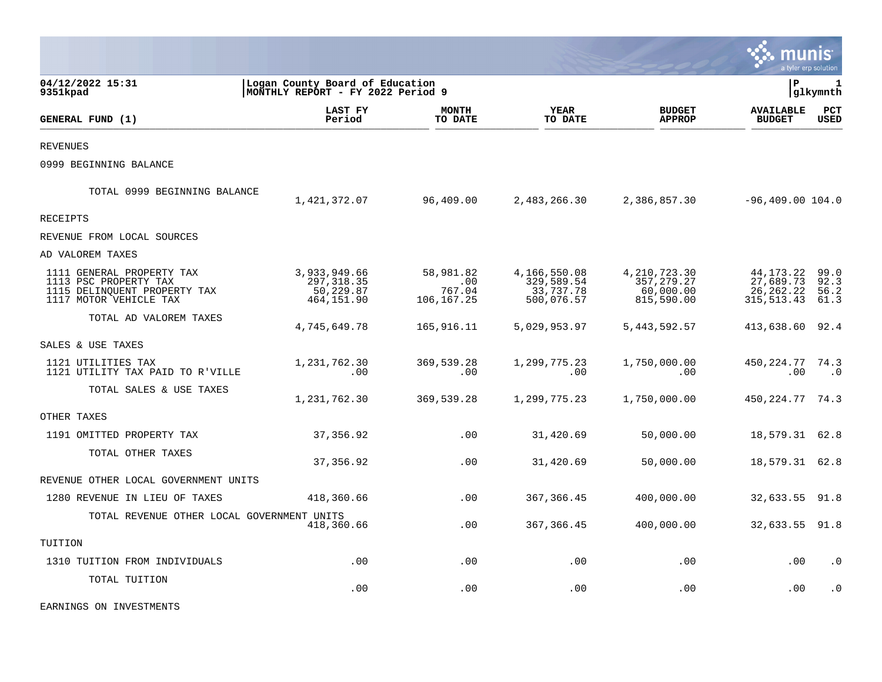**04/12/2022 15:31** | **Logan County Board of Education** | **P 1**
**9351kpad** | **MONTHLY REPORT - FY 2022 Period 9** | **glkymnth**

| GENERAL FUND (1) | LAST FY Period | MONTH TO DATE | YEAR TO DATE | BUDGET APPROP | AVAILABLE BUDGET | PCT USED |
|---|---|---|---|---|---|---|
| REVENUES | | | | | | |
| 0999 BEGINNING BALANCE | | | | | | |
| TOTAL 0999 BEGINNING BALANCE | 1,421,372.07 | 96,409.00 | 2,483,266.30 | 2,386,857.30 | -96,409.00 | 104.0 |
| RECEIPTS | | | | | | |
| REVENUE FROM LOCAL SOURCES | | | | | | |
| AD VALOREM TAXES | | | | | | |
| 1111 GENERAL PROPERTY TAX | 3,933,949.66 | 58,981.82 | 4,166,550.08 | 4,210,723.30 | 44,173.22 | 99.0 |
| 1113 PSC PROPERTY TAX | 297,318.35 | .00 | 329,589.54 | 357,279.27 | 27,689.73 | 92.3 |
| 1115 DELINQUENT PROPERTY TAX | 50,229.87 | 767.04 | 33,737.78 | 60,000.00 | 26,262.22 | 56.2 |
| 1117 MOTOR VEHICLE TAX | 464,151.90 | 106,167.25 | 500,076.57 | 815,590.00 | 315,513.43 | 61.3 |
| TOTAL AD VALOREM TAXES | 4,745,649.78 | 165,916.11 | 5,029,953.97 | 5,443,592.57 | 413,638.60 | 92.4 |
| SALES & USE TAXES | | | | | | |
| 1121 UTILITIES TAX | 1,231,762.30 | 369,539.28 | 1,299,775.23 | 1,750,000.00 | 450,224.77 | 74.3 |
| 1121 UTILITY TAX PAID TO R'VILLE | .00 | .00 | .00 | .00 | .00 | .0 |
| TOTAL SALES & USE TAXES | 1,231,762.30 | 369,539.28 | 1,299,775.23 | 1,750,000.00 | 450,224.77 | 74.3 |
| OTHER TAXES | | | | | | |
| 1191 OMITTED PROPERTY TAX | 37,356.92 | .00 | 31,420.69 | 50,000.00 | 18,579.31 | 62.8 |
| TOTAL OTHER TAXES | 37,356.92 | .00 | 31,420.69 | 50,000.00 | 18,579.31 | 62.8 |
| REVENUE OTHER LOCAL GOVERNMENT UNITS | | | | | | |
| 1280 REVENUE IN LIEU OF TAXES | 418,360.66 | .00 | 367,366.45 | 400,000.00 | 32,633.55 | 91.8 |
| TOTAL REVENUE OTHER LOCAL GOVERNMENT UNITS | 418,360.66 | .00 | 367,366.45 | 400,000.00 | 32,633.55 | 91.8 |
| TUITION | | | | | | |
| 1310 TUITION FROM INDIVIDUALS | .00 | .00 | .00 | .00 | .00 | .0 |
| TOTAL TUITION | .00 | .00 | .00 | .00 | .00 | .0 |
| EARNINGS ON INVESTMENTS | | | | | | |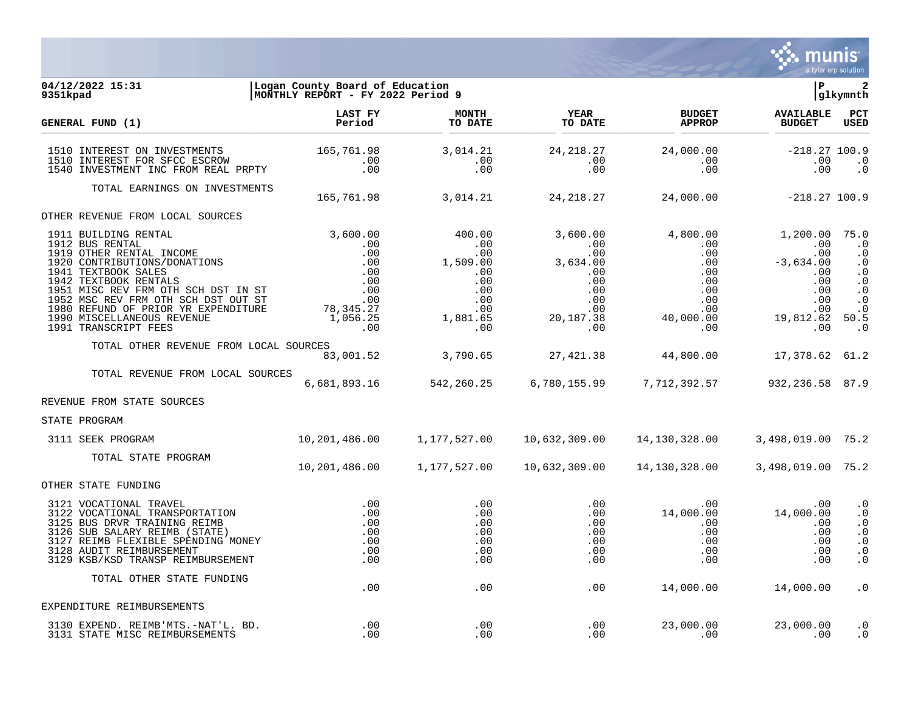04/12/2022 15:31 | Logan County Board of Education
9351kpad | MONTHLY REPORT - FY 2022 Period 9

| GENERAL FUND (1) | LAST FY Period | MONTH TO DATE | YEAR TO DATE | BUDGET APPROP | AVAILABLE BUDGET | PCT USED |
|---|---|---|---|---|---|---|
| 1510 INTEREST ON INVESTMENTS | 165,761.98 | 3,014.21 | 24,218.27 | 24,000.00 | -218.27 | 100.9 |
| 1510 INTEREST FOR SFCC ESCROW | .00 | .00 | .00 | .00 | .00 | .0 |
| 1540 INVESTMENT INC FROM REAL PRPTY | .00 | .00 | .00 | .00 | .00 | .0 |
| TOTAL EARNINGS ON INVESTMENTS | 165,761.98 | 3,014.21 | 24,218.27 | 24,000.00 | -218.27 | 100.9 |
| OTHER REVENUE FROM LOCAL SOURCES | | | | | | |
| 1911 BUILDING RENTAL | 3,600.00 | 400.00 | 3,600.00 | 4,800.00 | 1,200.00 | 75.0 |
| 1912 BUS RENTAL | .00 | .00 | .00 | .00 | .00 | .0 |
| 1919 OTHER RENTAL INCOME | .00 | .00 | .00 | .00 | .00 | .0 |
| 1920 CONTRIBUTIONS/DONATIONS | .00 | 1,509.00 | 3,634.00 | .00 | -3,634.00 | .0 |
| 1941 TEXTBOOK SALES | .00 | .00 | .00 | .00 | .00 | .0 |
| 1942 TEXTBOOK RENTALS | .00 | .00 | .00 | .00 | .00 | .0 |
| 1951 MISC REV FRM OTH SCH DST IN ST | .00 | .00 | .00 | .00 | .00 | .0 |
| 1952 MSC REV FRM OTH SCH DST OUT ST | .00 | .00 | .00 | .00 | .00 | .0 |
| 1980 REFUND OF PRIOR YR EXPENDITURE | 78,345.27 | .00 | .00 | .00 | .00 | .0 |
| 1990 MISCELLANEOUS REVENUE | 1,056.25 | 1,881.65 | 20,187.38 | 40,000.00 | 19,812.62 | 50.5 |
| 1991 TRANSCRIPT FEES | .00 | .00 | .00 | .00 | .00 | .0 |
| TOTAL OTHER REVENUE FROM LOCAL SOURCES | 83,001.52 | 3,790.65 | 27,421.38 | 44,800.00 | 17,378.62 | 61.2 |
| TOTAL REVENUE FROM LOCAL SOURCES | 6,681,893.16 | 542,260.25 | 6,780,155.99 | 7,712,392.57 | 932,236.58 | 87.9 |
| REVENUE FROM STATE SOURCES | | | | | | |
| STATE PROGRAM | | | | | | |
| 3111 SEEK PROGRAM | 10,201,486.00 | 1,177,527.00 | 10,632,309.00 | 14,130,328.00 | 3,498,019.00 | 75.2 |
| TOTAL STATE PROGRAM | 10,201,486.00 | 1,177,527.00 | 10,632,309.00 | 14,130,328.00 | 3,498,019.00 | 75.2 |
| OTHER STATE FUNDING | | | | | | |
| 3121 VOCATIONAL TRAVEL | .00 | .00 | .00 | .00 | .00 | .0 |
| 3122 VOCATIONAL TRANSPORTATION | .00 | .00 | .00 | 14,000.00 | 14,000.00 | .0 |
| 3125 BUS DRVR TRAINING REIMB | .00 | .00 | .00 | .00 | .00 | .0 |
| 3126 SUB SALARY REIMB (STATE) | .00 | .00 | .00 | .00 | .00 | .0 |
| 3127 REIMB FLEXIBLE SPENDING MONEY | .00 | .00 | .00 | .00 | .00 | .0 |
| 3128 AUDIT REIMBURSEMENT | .00 | .00 | .00 | .00 | .00 | .0 |
| 3129 KSB/KSD TRANSP REIMBURSEMENT | .00 | .00 | .00 | .00 | .00 | .0 |
| TOTAL OTHER STATE FUNDING | .00 | .00 | .00 | 14,000.00 | 14,000.00 | .0 |
| EXPENDITURE REIMBURSEMENTS | | | | | | |
| 3130 EXPEND. REIMB'MTS.-NAT'L. BD. | .00 | .00 | .00 | 23,000.00 | 23,000.00 | .0 |
| 3131 STATE MISC REIMBURSEMENTS | .00 | .00 | .00 | .00 | .00 | .0 |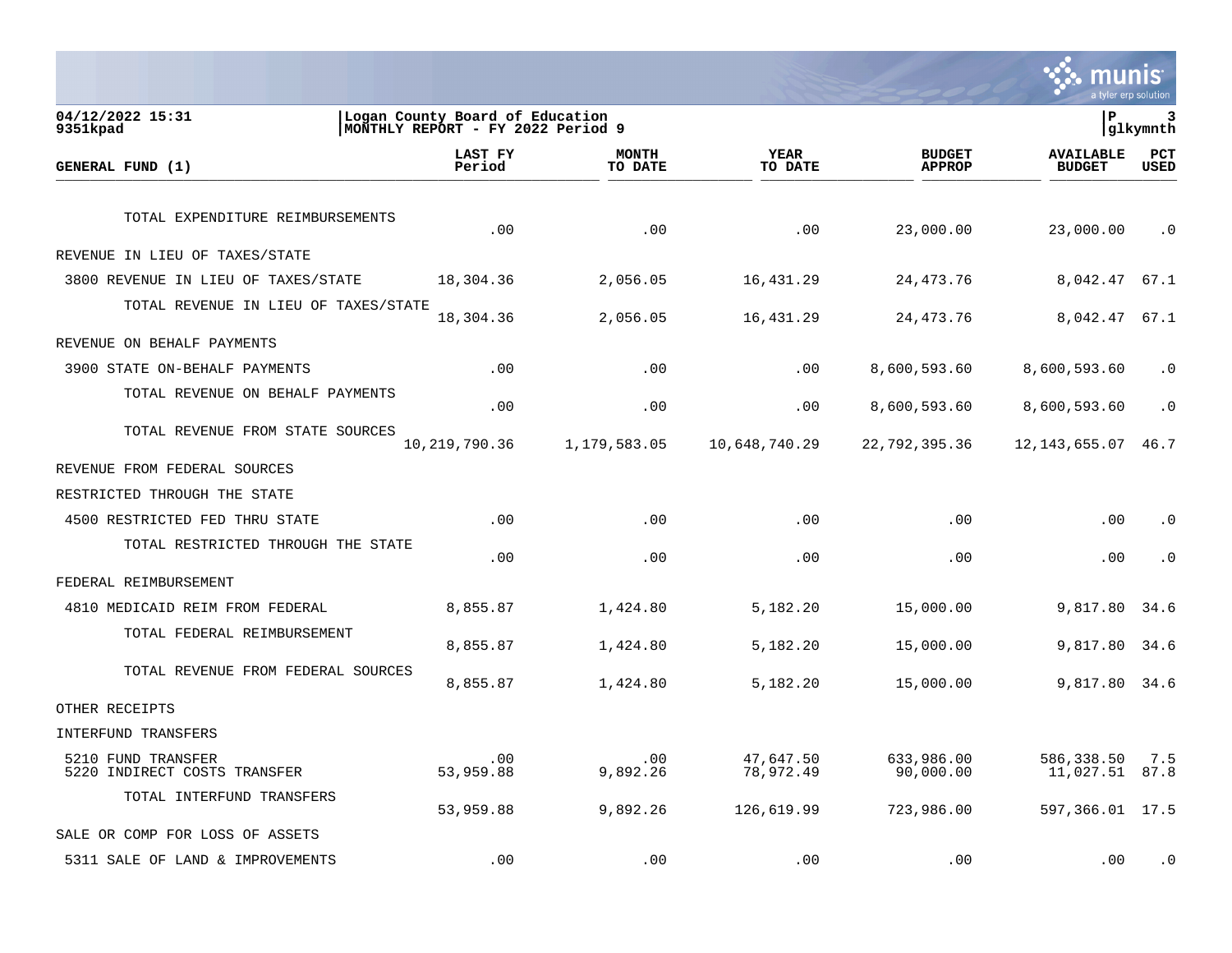| GENERAL FUND (1) | LAST FY Period | MONTH TO DATE | YEAR TO DATE | BUDGET APPROP | AVAILABLE BUDGET | PCT USED |
|---|---|---|---|---|---|---|
| TOTAL EXPENDITURE REIMBURSEMENTS | .00 | .00 | .00 | 23,000.00 | 23,000.00 | .0 |
| REVENUE IN LIEU OF TAXES/STATE | | | | | | |
| 3800 REVENUE IN LIEU OF TAXES/STATE | 18,304.36 | 2,056.05 | 16,431.29 | 24,473.76 | 8,042.47 | 67.1 |
| TOTAL REVENUE IN LIEU OF TAXES/STATE | 18,304.36 | 2,056.05 | 16,431.29 | 24,473.76 | 8,042.47 | 67.1 |
| REVENUE ON BEHALF PAYMENTS | | | | | | |
| 3900 STATE ON-BEHALF PAYMENTS | .00 | .00 | .00 | 8,600,593.60 | 8,600,593.60 | .0 |
| TOTAL REVENUE ON BEHALF PAYMENTS | .00 | .00 | .00 | 8,600,593.60 | 8,600,593.60 | .0 |
| TOTAL REVENUE FROM STATE SOURCES | 10,219,790.36 | 1,179,583.05 | 10,648,740.29 | 22,792,395.36 | 12,143,655.07 | 46.7 |
| REVENUE FROM FEDERAL SOURCES | | | | | | |
| RESTRICTED THROUGH THE STATE | | | | | | |
| 4500 RESTRICTED FED THRU STATE | .00 | .00 | .00 | .00 | .00 | .0 |
| TOTAL RESTRICTED THROUGH THE STATE | .00 | .00 | .00 | .00 | .00 | .0 |
| FEDERAL REIMBURSEMENT | | | | | | |
| 4810 MEDICAID REIM FROM FEDERAL | 8,855.87 | 1,424.80 | 5,182.20 | 15,000.00 | 9,817.80 | 34.6 |
| TOTAL FEDERAL REIMBURSEMENT | 8,855.87 | 1,424.80 | 5,182.20 | 15,000.00 | 9,817.80 | 34.6 |
| TOTAL REVENUE FROM FEDERAL SOURCES | 8,855.87 | 1,424.80 | 5,182.20 | 15,000.00 | 9,817.80 | 34.6 |
| OTHER RECEIPTS | | | | | | |
| INTERFUND TRANSFERS | | | | | | |
| 5210 FUND TRANSFER | .00 | .00 | 47,647.50 | 633,986.00 | 586,338.50 | 7.5 |
| 5220 INDIRECT COSTS TRANSFER | 53,959.88 | 9,892.26 | 78,972.49 | 90,000.00 | 11,027.51 | 87.8 |
| TOTAL INTERFUND TRANSFERS | 53,959.88 | 9,892.26 | 126,619.99 | 723,986.00 | 597,366.01 | 17.5 |
| SALE OR COMP FOR LOSS OF ASSETS | | | | | | |
| 5311 SALE OF LAND & IMPROVEMENTS | .00 | .00 | .00 | .00 | .00 | .0 |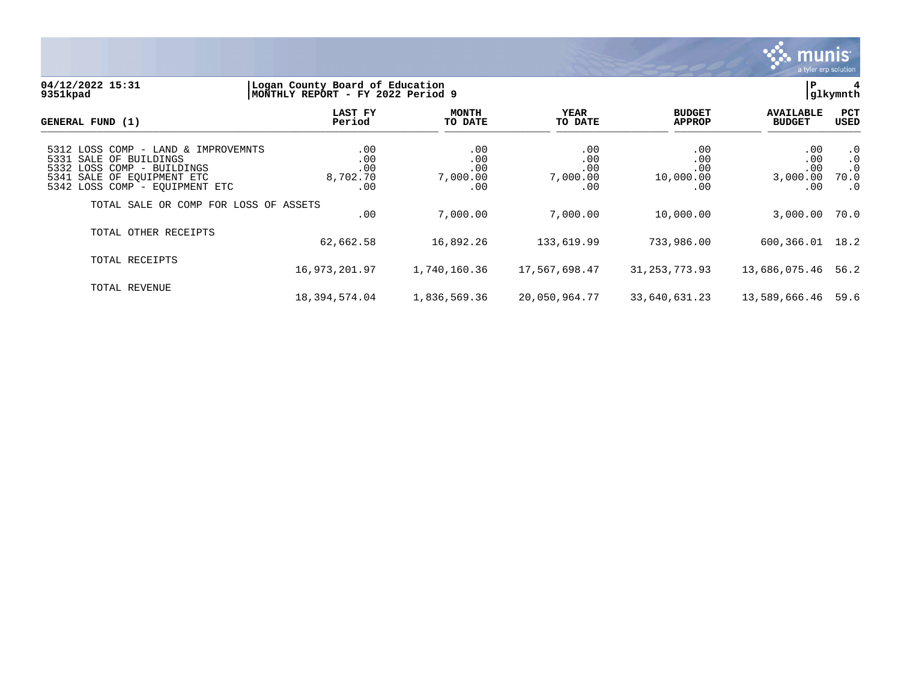04/12/2022 15:31 | Logan County Board of Education | P 4
9351kpad | MONTHLY REPORT - FY 2022 Period 9 | glkymnth

| GENERAL FUND (1) | LAST FY Period | MONTH TO DATE | YEAR TO DATE | BUDGET APPROP | AVAILABLE BUDGET | PCT USED |
|---|---|---|---|---|---|---|
| 5312 LOSS COMP - LAND & IMPROVEMNTS | .00 | .00 | .00 | .00 | .00 | .0 |
| 5331 SALE OF BUILDINGS | .00 | .00 | .00 | .00 | .00 | .0 |
| 5332 LOSS COMP - BUILDINGS | .00 | .00 | .00 | .00 | .00 | .0 |
| 5341 SALE OF EQUIPMENT ETC | 8,702.70 | 7,000.00 | 7,000.00 | 10,000.00 | 3,000.00 | 70.0 |
| 5342 LOSS COMP - EQUIPMENT ETC | .00 | .00 | .00 | .00 | .00 | .0 |
| TOTAL SALE OR COMP FOR LOSS OF ASSETS | .00 | 7,000.00 | 7,000.00 | 10,000.00 | 3,000.00 | 70.0 |
| TOTAL OTHER RECEIPTS | 62,662.58 | 16,892.26 | 133,619.99 | 733,986.00 | 600,366.01 | 18.2 |
| TOTAL RECEIPTS | 16,973,201.97 | 1,740,160.36 | 17,567,698.47 | 31,253,773.93 | 13,686,075.46 | 56.2 |
| TOTAL REVENUE | 18,394,574.04 | 1,836,569.36 | 20,050,964.77 | 33,640,631.23 | 13,589,666.46 | 59.6 |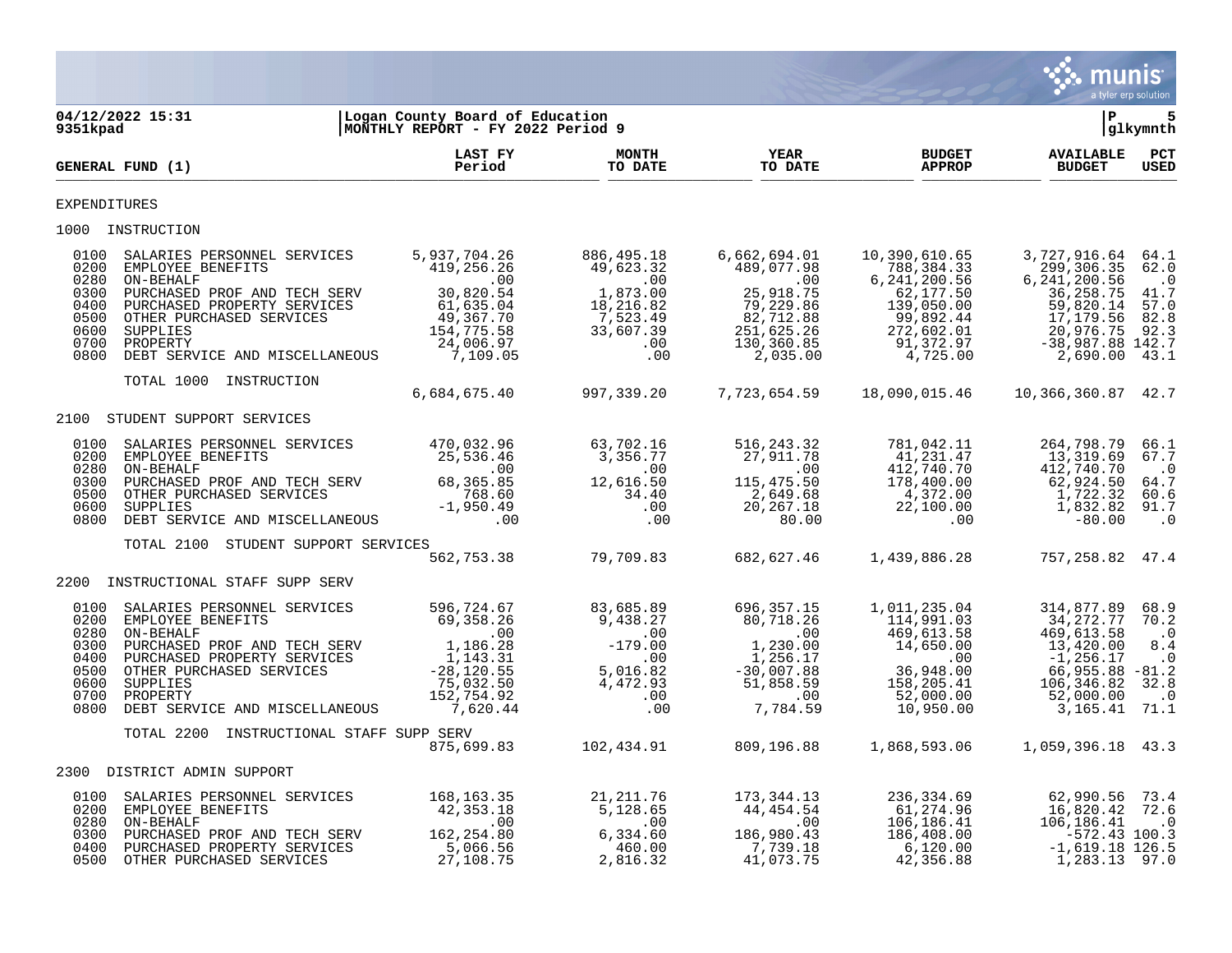04/12/2022 15:31 | Logan County Board of Education | P 5
9351kpad | MONTHLY REPORT - FY 2022 Period 9 | glkymnth

| GENERAL FUND (1) | LAST FY Period | MONTH TO DATE | YEAR TO DATE | BUDGET APPROP | AVAILABLE BUDGET | PCT USED |
|---|---|---|---|---|---|---|
| **EXPENDITURES** | | | | | | |
| **1000 INSTRUCTION** | | | | | | |
| 0100 SALARIES PERSONNEL SERVICES | 5,937,704.26 | 886,495.18 | 6,662,694.01 | 10,390,610.65 | 3,727,916.64 | 64.1 |
| 0200 EMPLOYEE BENEFITS | 419,256.26 | 49,623.32 | 489,077.98 | 788,384.33 | 299,306.35 | 62.0 |
| 0280 ON-BEHALF | .00 | .00 | .00 | 6,241,200.56 | 6,241,200.56 | .0 |
| 0300 PURCHASED PROF AND TECH SERV | 30,820.54 | 1,873.00 | 25,918.75 | 62,177.50 | 36,258.75 | 41.7 |
| 0400 PURCHASED PROPERTY SERVICES | 61,635.04 | 18,216.82 | 79,229.86 | 139,050.00 | 59,820.14 | 57.0 |
| 0500 OTHER PURCHASED SERVICES | 49,367.70 | 7,523.49 | 82,712.88 | 99,892.44 | 17,179.56 | 82.8 |
| 0600 SUPPLIES | 154,775.58 | 33,607.39 | 251,625.26 | 272,602.01 | 20,976.75 | 92.3 |
| 0700 PROPERTY | 24,006.97 | .00 | 130,360.85 | 91,372.97 | -38,987.88 | 142.7 |
| 0800 DEBT SERVICE AND MISCELLANEOUS | 7,109.05 | .00 | 2,035.00 | 4,725.00 | 2,690.00 | 43.1 |
| TOTAL 1000 INSTRUCTION | 6,684,675.40 | 997,339.20 | 7,723,654.59 | 18,090,015.46 | 10,366,360.87 | 42.7 |
| **2100 STUDENT SUPPORT SERVICES** | | | | | | |
| 0100 SALARIES PERSONNEL SERVICES | 470,032.96 | 63,702.16 | 516,243.32 | 781,042.11 | 264,798.79 | 66.1 |
| 0200 EMPLOYEE BENEFITS | 25,536.46 | 3,356.77 | 27,911.78 | 41,231.47 | 13,319.69 | 67.7 |
| 0280 ON-BEHALF | .00 | .00 | .00 | 412,740.70 | 412,740.70 | .0 |
| 0300 PURCHASED PROF AND TECH SERV | 68,365.85 | 12,616.50 | 115,475.50 | 178,400.00 | 62,924.50 | 64.7 |
| 0500 OTHER PURCHASED SERVICES | 768.60 | 34.40 | 2,649.68 | 4,372.00 | 1,722.32 | 60.6 |
| 0600 SUPPLIES | -1,950.49 | .00 | 20,267.18 | 22,100.00 | 1,832.82 | 91.7 |
| 0800 DEBT SERVICE AND MISCELLANEOUS | .00 | .00 | 80.00 | .00 | -80.00 | .0 |
| TOTAL 2100 STUDENT SUPPORT SERVICES | 562,753.38 | 79,709.83 | 682,627.46 | 1,439,886.28 | 757,258.82 | 47.4 |
| **2200 INSTRUCTIONAL STAFF SUPP SERV** | | | | | | |
| 0100 SALARIES PERSONNEL SERVICES | 596,724.67 | 83,685.89 | 696,357.15 | 1,011,235.04 | 314,877.89 | 68.9 |
| 0200 EMPLOYEE BENEFITS | 69,358.26 | 9,438.27 | 80,718.26 | 114,991.03 | 34,272.77 | 70.2 |
| 0280 ON-BEHALF | .00 | .00 | .00 | 469,613.58 | 469,613.58 | .0 |
| 0300 PURCHASED PROF AND TECH SERV | 1,186.28 | -179.00 | 1,230.00 | 14,650.00 | 13,420.00 | 8.4 |
| 0400 PURCHASED PROPERTY SERVICES | 1,143.31 | .00 | 1,256.17 | .00 | -1,256.17 | .0 |
| 0500 OTHER PURCHASED SERVICES | -28,120.55 | 5,016.82 | -30,007.88 | 36,948.00 | 66,955.88 | -81.2 |
| 0600 SUPPLIES | 75,032.50 | 4,472.93 | 51,858.59 | 158,205.41 | 106,346.82 | 32.8 |
| 0700 PROPERTY | 152,754.92 | .00 | .00 | 52,000.00 | 52,000.00 | .0 |
| 0800 DEBT SERVICE AND MISCELLANEOUS | 7,620.44 | .00 | 7,784.59 | 10,950.00 | 3,165.41 | 71.1 |
| TOTAL 2200 INSTRUCTIONAL STAFF SUPP SERV | 875,699.83 | 102,434.91 | 809,196.88 | 1,868,593.06 | 1,059,396.18 | 43.3 |
| **2300 DISTRICT ADMIN SUPPORT** | | | | | | |
| 0100 SALARIES PERSONNEL SERVICES | 168,163.35 | 21,211.76 | 173,344.13 | 236,334.69 | 62,990.56 | 73.4 |
| 0200 EMPLOYEE BENEFITS | 42,353.18 | 5,128.65 | 44,454.54 | 61,274.96 | 16,820.42 | 72.6 |
| 0280 ON-BEHALF | .00 | .00 | .00 | 106,186.41 | 106,186.41 | .0 |
| 0300 PURCHASED PROF AND TECH SERV | 162,254.80 | 6,334.60 | 186,980.43 | 186,408.00 | -572.43 | 100.3 |
| 0400 PURCHASED PROPERTY SERVICES | 5,066.56 | 460.00 | 7,739.18 | 6,120.00 | -1,619.18 | 126.5 |
| 0500 OTHER PURCHASED SERVICES | 27,108.75 | 2,816.32 | 41,073.75 | 42,356.88 | 1,283.13 | 97.0 |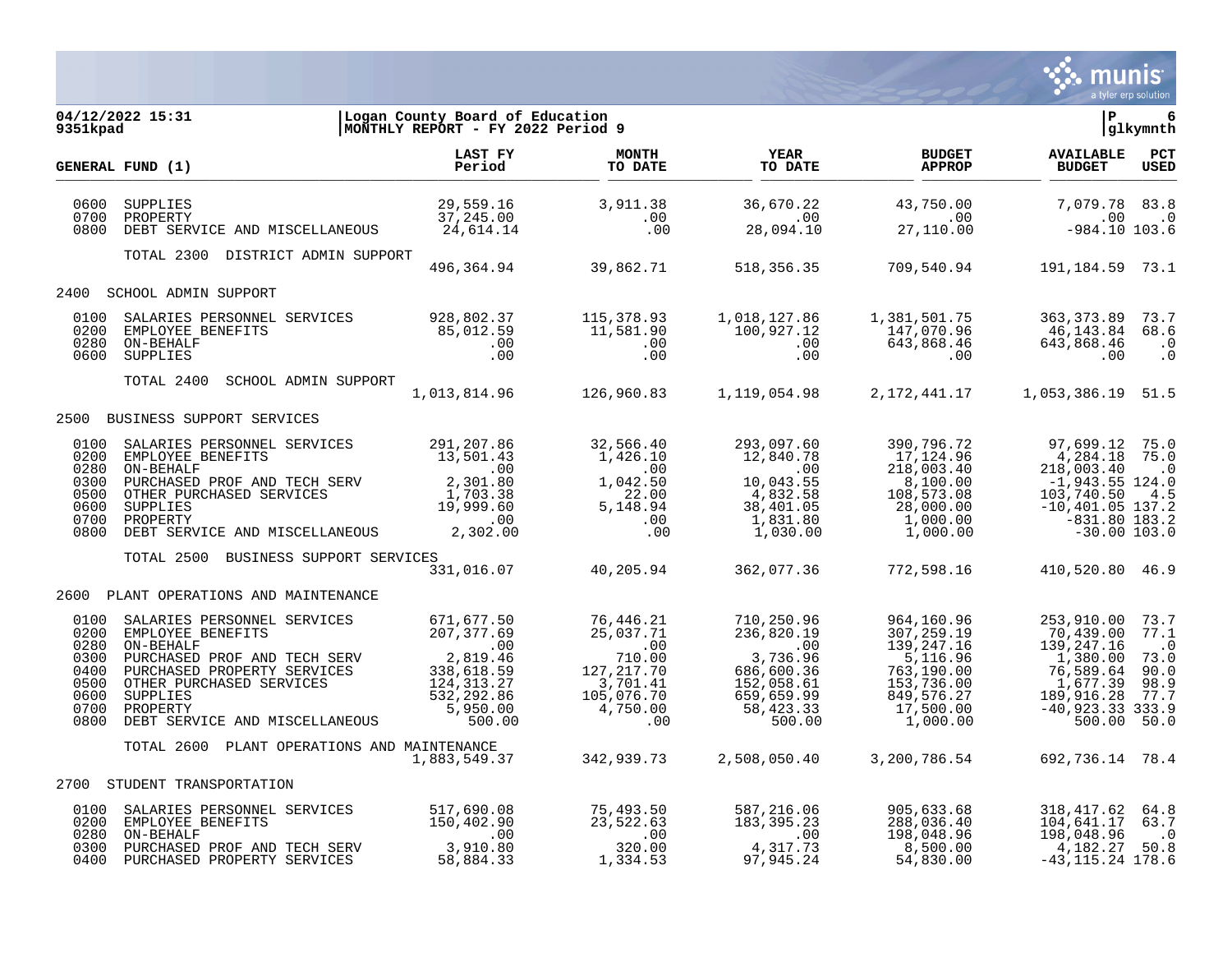04/12/2022 15:31 | Logan County Board of Education
9351kpad | MONTHLY REPORT - FY 2022 Period 9

| GENERAL FUND (1) | LAST FY Period | MONTH TO DATE | YEAR TO DATE | BUDGET APPROP | AVAILABLE BUDGET | PCT USED |
|---|---|---|---|---|---|---|
| 0600 SUPPLIES | 29,559.16 | 3,911.38 | 36,670.22 | 43,750.00 | 7,079.78 | 83.8 |
| 0700 PROPERTY | 37,245.00 | .00 | .00 | .00 | .00 | .0 |
| 0800 DEBT SERVICE AND MISCELLANEOUS | 24,614.14 | .00 | 28,094.10 | 27,110.00 | -984.10 | 103.6 |
| TOTAL 2300 DISTRICT ADMIN SUPPORT | 496,364.94 | 39,862.71 | 518,356.35 | 709,540.94 | 191,184.59 | 73.1 |
| **2400 SCHOOL ADMIN SUPPORT** | | | | | | |
| 0100 SALARIES PERSONNEL SERVICES | 928,802.37 | 115,378.93 | 1,018,127.86 | 1,381,501.75 | 363,373.89 | 73.7 |
| 0200 EMPLOYEE BENEFITS | 85,012.59 | 11,581.90 | 100,927.12 | 147,070.96 | 46,143.84 | 68.6 |
| 0280 ON-BEHALF | .00 | .00 | .00 | 643,868.46 | 643,868.46 | .0 |
| 0600 SUPPLIES | .00 | .00 | .00 | .00 | .00 | .0 |
| TOTAL 2400 SCHOOL ADMIN SUPPORT | 1,013,814.96 | 126,960.83 | 1,119,054.98 | 2,172,441.17 | 1,053,386.19 | 51.5 |
| **2500 BUSINESS SUPPORT SERVICES** | | | | | | |
| 0100 SALARIES PERSONNEL SERVICES | 291,207.86 | 32,566.40 | 293,097.60 | 390,796.72 | 97,699.12 | 75.0 |
| 0200 EMPLOYEE BENEFITS | 13,501.43 | 1,426.10 | 12,840.78 | 17,124.96 | 4,284.18 | 75.0 |
| 0280 ON-BEHALF | .00 | .00 | .00 | 218,003.40 | 218,003.40 | .0 |
| 0300 PURCHASED PROF AND TECH SERV | 2,301.80 | 1,042.50 | 10,043.55 | 8,100.00 | -1,943.55 | 124.0 |
| 0500 OTHER PURCHASED SERVICES | 1,703.38 | 22.00 | 4,832.58 | 108,573.08 | 103,740.50 | 4.5 |
| 0600 SUPPLIES | 19,999.60 | 5,148.94 | 38,401.05 | 28,000.00 | -10,401.05 | 137.2 |
| 0700 PROPERTY | .00 | .00 | 1,831.80 | 1,000.00 | -831.80 | 183.2 |
| 0800 DEBT SERVICE AND MISCELLANEOUS | 2,302.00 | .00 | 1,030.00 | 1,000.00 | -30.00 | 103.0 |
| TOTAL 2500 BUSINESS SUPPORT SERVICES | 331,016.07 | 40,205.94 | 362,077.36 | 772,598.16 | 410,520.80 | 46.9 |
| **2600 PLANT OPERATIONS AND MAINTENANCE** | | | | | | |
| 0100 SALARIES PERSONNEL SERVICES | 671,677.50 | 76,446.21 | 710,250.96 | 964,160.96 | 253,910.00 | 73.7 |
| 0200 EMPLOYEE BENEFITS | 207,377.69 | 25,037.71 | 236,820.19 | 307,259.19 | 70,439.00 | 77.1 |
| 0280 ON-BEHALF | .00 | .00 | .00 | 139,247.16 | 139,247.16 | .0 |
| 0300 PURCHASED PROF AND TECH SERV | 2,819.46 | 710.00 | 3,736.96 | 5,116.96 | 1,380.00 | 73.0 |
| 0400 PURCHASED PROPERTY SERVICES | 338,618.59 | 127,217.70 | 686,600.36 | 763,190.00 | 76,589.64 | 90.0 |
| 0500 OTHER PURCHASED SERVICES | 124,313.27 | 3,701.41 | 152,058.61 | 153,736.00 | 1,677.39 | 98.9 |
| 0600 SUPPLIES | 532,292.86 | 105,076.70 | 659,659.99 | 849,576.27 | 189,916.28 | 77.7 |
| 0700 PROPERTY | 5,950.00 | 4,750.00 | 58,423.33 | 17,500.00 | -40,923.33 | 333.9 |
| 0800 DEBT SERVICE AND MISCELLANEOUS | 500.00 | .00 | 500.00 | 1,000.00 | 500.00 | 50.0 |
| TOTAL 2600 PLANT OPERATIONS AND MAINTENANCE | 1,883,549.37 | 342,939.73 | 2,508,050.40 | 3,200,786.54 | 692,736.14 | 78.4 |
| **2700 STUDENT TRANSPORTATION** | | | | | | |
| 0100 SALARIES PERSONNEL SERVICES | 517,690.08 | 75,493.50 | 587,216.06 | 905,633.68 | 318,417.62 | 64.8 |
| 0200 EMPLOYEE BENEFITS | 150,402.90 | 23,522.63 | 183,395.23 | 288,036.40 | 104,641.17 | 63.7 |
| 0280 ON-BEHALF | .00 | .00 | .00 | 198,048.96 | 198,048.96 | .0 |
| 0300 PURCHASED PROF AND TECH SERV | 3,910.80 | 320.00 | 4,317.73 | 8,500.00 | 4,182.27 | 50.8 |
| 0400 PURCHASED PROPERTY SERVICES | 58,884.33 | 1,334.53 | 97,945.24 | 54,830.00 | -43,115.24 | 178.6 |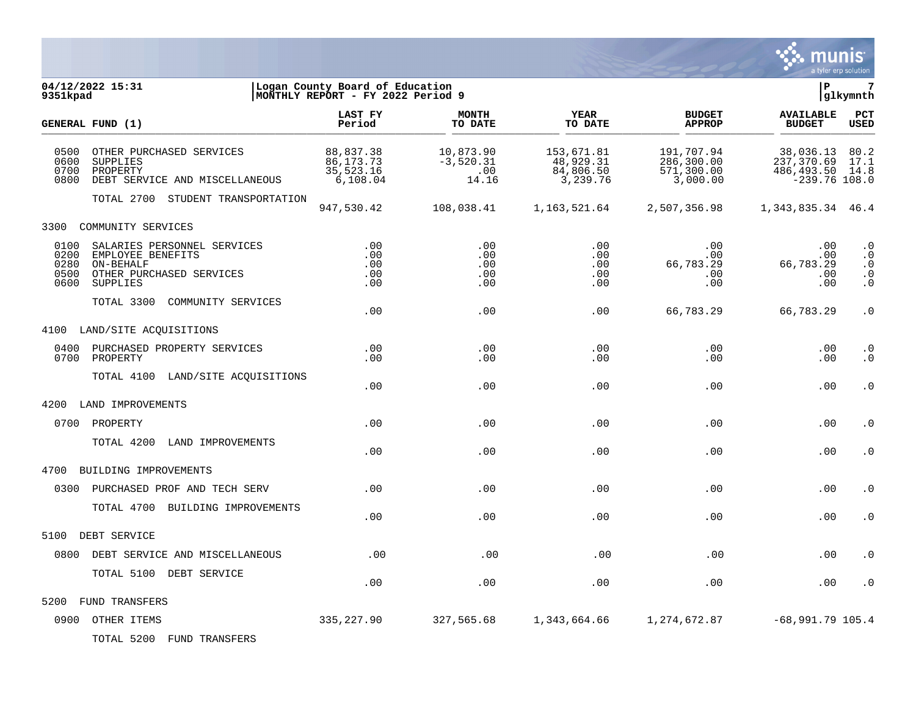04/12/2022 15:31 | Logan County Board of Education | P 7
9351kpad | MONTHLY REPORT - FY 2022 Period 9 | glkymnth

| GENERAL FUND (1) | LAST FY Period | MONTH TO DATE | YEAR TO DATE | BUDGET APPROP | AVAILABLE BUDGET | PCT USED |
|---|---|---|---|---|---|---|
| 0500 OTHER PURCHASED SERVICES | 88,837.38 | 10,873.90 | 153,671.81 | 191,707.94 | 38,036.13 | 80.2 |
| 0600 SUPPLIES | 86,173.73 | -3,520.31 | 48,929.31 | 286,300.00 | 237,370.69 | 17.1 |
| 0700 PROPERTY | 35,523.16 | .00 | 84,806.50 | 571,300.00 | 486,493.50 | 14.8 |
| 0800 DEBT SERVICE AND MISCELLANEOUS | 6,108.04 | 14.16 | 3,239.76 | 3,000.00 | -239.76 | 108.0 |
| TOTAL 2700 STUDENT TRANSPORTATION | 947,530.42 | 108,038.41 | 1,163,521.64 | 2,507,356.98 | 1,343,835.34 | 46.4 |
| 3300 COMMUNITY SERVICES | | | | | | |
| 0100 SALARIES PERSONNEL SERVICES | .00 | .00 | .00 | .00 | .00 | .0 |
| 0200 EMPLOYEE BENEFITS | .00 | .00 | .00 | .00 | .00 | .0 |
| 0280 ON-BEHALF | .00 | .00 | .00 | 66,783.29 | 66,783.29 | .0 |
| 0500 OTHER PURCHASED SERVICES | .00 | .00 | .00 | .00 | .00 | .0 |
| 0600 SUPPLIES | .00 | .00 | .00 | .00 | .00 | .0 |
| TOTAL 3300 COMMUNITY SERVICES | .00 | .00 | .00 | 66,783.29 | 66,783.29 | .0 |
| 4100 LAND/SITE ACQUISITIONS | | | | | | |
| 0400 PURCHASED PROPERTY SERVICES | .00 | .00 | .00 | .00 | .00 | .0 |
| 0700 PROPERTY | .00 | .00 | .00 | .00 | .00 | .0 |
| TOTAL 4100 LAND/SITE ACQUISITIONS | .00 | .00 | .00 | .00 | .00 | .0 |
| 4200 LAND IMPROVEMENTS | | | | | | |
| 0700 PROPERTY | .00 | .00 | .00 | .00 | .00 | .0 |
| TOTAL 4200 LAND IMPROVEMENTS | .00 | .00 | .00 | .00 | .00 | .0 |
| 4700 BUILDING IMPROVEMENTS | | | | | | |
| 0300 PURCHASED PROF AND TECH SERV | .00 | .00 | .00 | .00 | .00 | .0 |
| TOTAL 4700 BUILDING IMPROVEMENTS | .00 | .00 | .00 | .00 | .00 | .0 |
| 5100 DEBT SERVICE | | | | | | |
| 0800 DEBT SERVICE AND MISCELLANEOUS | .00 | .00 | .00 | .00 | .00 | .0 |
| TOTAL 5100 DEBT SERVICE | .00 | .00 | .00 | .00 | .00 | .0 |
| 5200 FUND TRANSFERS | | | | | | |
| 0900 OTHER ITEMS | 335,227.90 | 327,565.68 | 1,343,664.66 | 1,274,672.87 | -68,991.79 | 105.4 |
| TOTAL 5200 FUND TRANSFERS | | | | | | |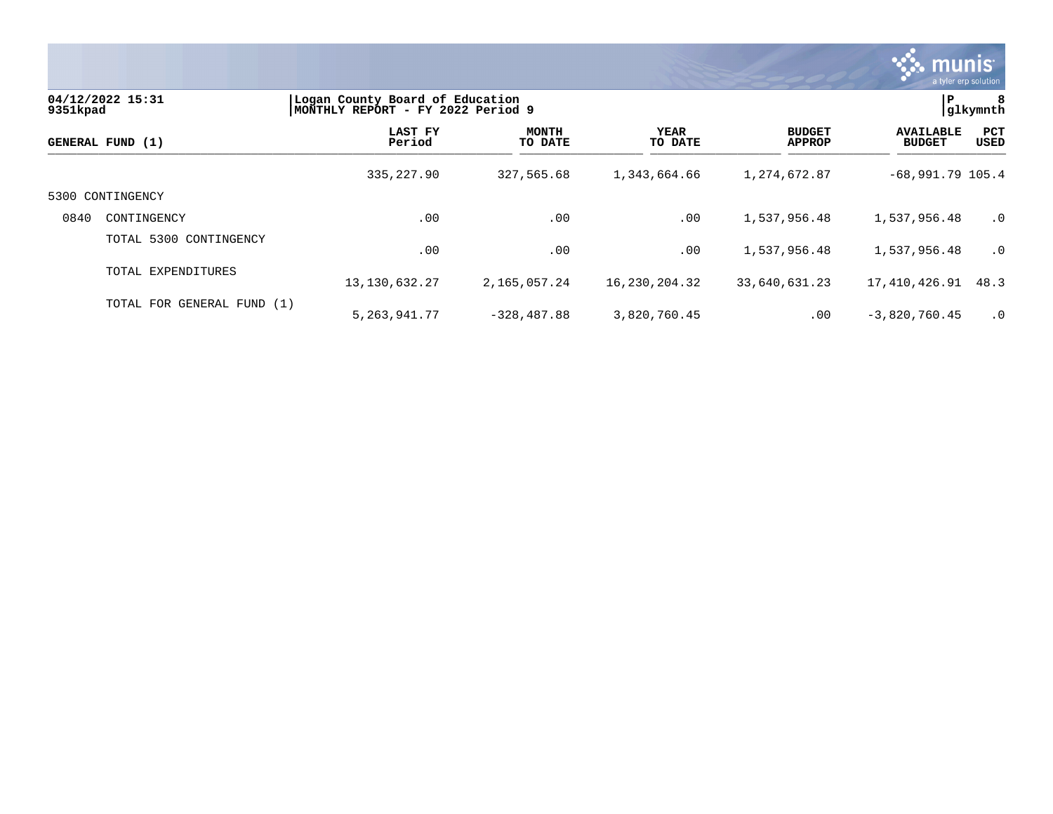04/12/2022 15:31 | Logan County Board of Education | P 8
9351kpad | MONTHLY REPORT - FY 2022 Period 9 | glkymnth

| GENERAL FUND (1) | | LAST FY Period | MONTH TO DATE | YEAR TO DATE | BUDGET APPROP | AVAILABLE BUDGET | PCT USED |
|---|---|---|---|---|---|---|---|
| | | 335,227.90 | 327,565.68 | 1,343,664.66 | 1,274,672.87 | -68,991.79 | 105.4 |
| 5300 CONTINGENCY | | | | | | | |
| 0840 | CONTINGENCY | .00 | .00 | .00 | 1,537,956.48 | 1,537,956.48 | .0 |
| | TOTAL 5300 CONTINGENCY | .00 | .00 | .00 | 1,537,956.48 | 1,537,956.48 | .0 |
| | TOTAL EXPENDITURES | 13,130,632.27 | 2,165,057.24 | 16,230,204.32 | 33,640,631.23 | 17,410,426.91 | 48.3 |
| | TOTAL FOR GENERAL FUND (1) | 5,263,941.77 | -328,487.88 | 3,820,760.45 | .00 | -3,820,760.45 | .0 |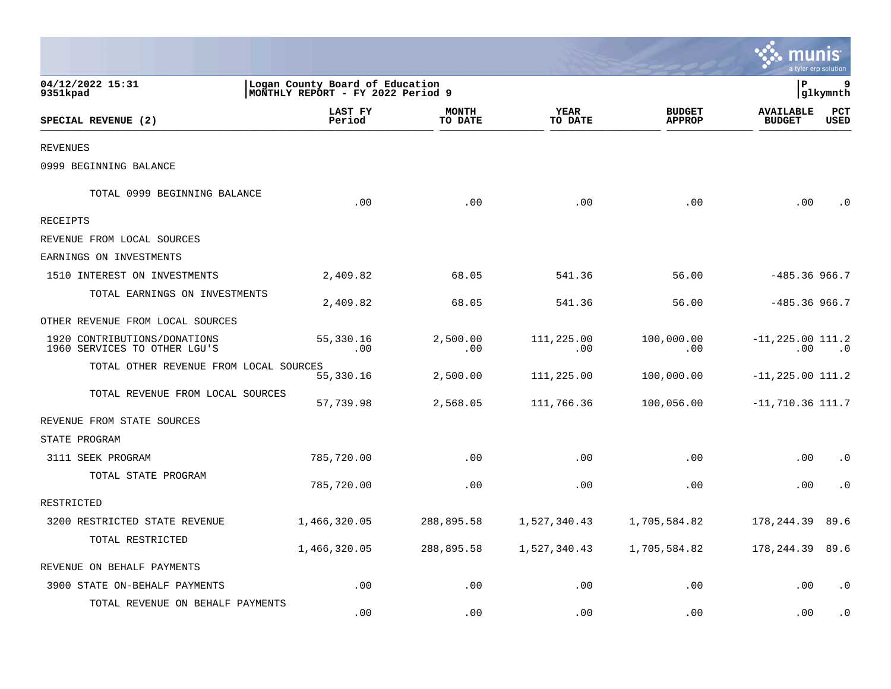04/12/2022 15:31
9351kpad

Logan County Board of Education
MONTHLY REPORT - FY 2022 Period 9

| SPECIAL REVENUE (2) | LAST FY Period | MONTH TO DATE | YEAR TO DATE | BUDGET APPROP | AVAILABLE BUDGET | PCT USED |
|---|---|---|---|---|---|---|
| REVENUES | | | | | | |
| 0999 BEGINNING BALANCE | | | | | | |
| TOTAL 0999 BEGINNING BALANCE | .00 | .00 | .00 | .00 | .00 | .0 |
| RECEIPTS | | | | | | |
| REVENUE FROM LOCAL SOURCES | | | | | | |
| EARNINGS ON INVESTMENTS | | | | | | |
| 1510 INTEREST ON INVESTMENTS | 2,409.82 | 68.05 | 541.36 | 56.00 | -485.36 | 966.7 |
| TOTAL EARNINGS ON INVESTMENTS | 2,409.82 | 68.05 | 541.36 | 56.00 | -485.36 | 966.7 |
| OTHER REVENUE FROM LOCAL SOURCES | | | | | | |
| 1920 CONTRIBUTIONS/DONATIONS | 55,330.16 | 2,500.00 | 111,225.00 | 100,000.00 | -11,225.00 | 111.2 |
| 1960 SERVICES TO OTHER LGU'S | .00 | .00 | .00 | .00 | .00 | .0 |
| TOTAL OTHER REVENUE FROM LOCAL SOURCES | 55,330.16 | 2,500.00 | 111,225.00 | 100,000.00 | -11,225.00 | 111.2 |
| TOTAL REVENUE FROM LOCAL SOURCES | 57,739.98 | 2,568.05 | 111,766.36 | 100,056.00 | -11,710.36 | 111.7 |
| REVENUE FROM STATE SOURCES | | | | | | |
| STATE PROGRAM | | | | | | |
| 3111 SEEK PROGRAM | 785,720.00 | .00 | .00 | .00 | .00 | .0 |
| TOTAL STATE PROGRAM | 785,720.00 | .00 | .00 | .00 | .00 | .0 |
| RESTRICTED | | | | | | |
| 3200 RESTRICTED STATE REVENUE | 1,466,320.05 | 288,895.58 | 1,527,340.43 | 1,705,584.82 | 178,244.39 | 89.6 |
| TOTAL RESTRICTED | 1,466,320.05 | 288,895.58 | 1,527,340.43 | 1,705,584.82 | 178,244.39 | 89.6 |
| REVENUE ON BEHALF PAYMENTS | | | | | | |
| 3900 STATE ON-BEHALF PAYMENTS | .00 | .00 | .00 | .00 | .00 | .0 |
| TOTAL REVENUE ON BEHALF PAYMENTS | .00 | .00 | .00 | .00 | .00 | .0 |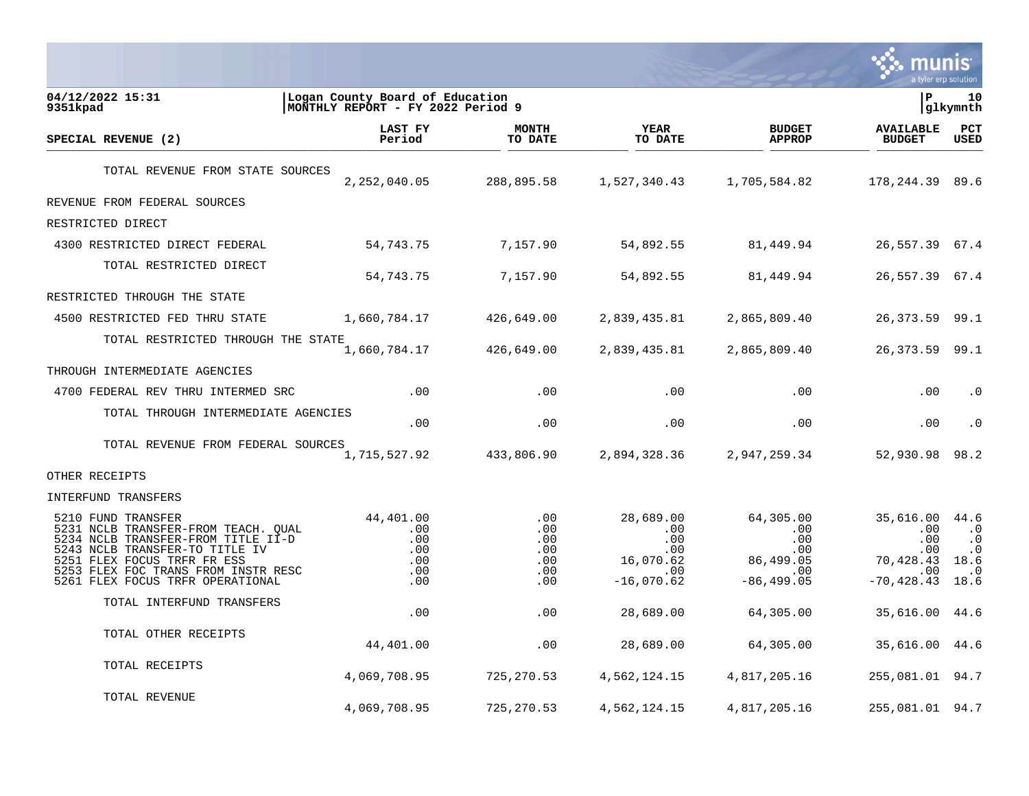Logan County Board of Education
MONTHLY REPORT - FY 2022 Period 9

04/12/2022 15:31
9351kpad

| SPECIAL REVENUE (2) | LAST FY Period | MONTH TO DATE | YEAR TO DATE | BUDGET APPROP | AVAILABLE BUDGET | PCT USED |
|---|---|---|---|---|---|---|
| TOTAL REVENUE FROM STATE SOURCES | 2,252,040.05 | 288,895.58 | 1,527,340.43 | 1,705,584.82 | 178,244.39 | 89.6 |
| REVENUE FROM FEDERAL SOURCES | | | | | | |
| RESTRICTED DIRECT | | | | | | |
| 4300 RESTRICTED DIRECT FEDERAL | 54,743.75 | 7,157.90 | 54,892.55 | 81,449.94 | 26,557.39 | 67.4 |
| TOTAL RESTRICTED DIRECT | 54,743.75 | 7,157.90 | 54,892.55 | 81,449.94 | 26,557.39 | 67.4 |
| RESTRICTED THROUGH THE STATE | | | | | | |
| 4500 RESTRICTED FED THRU STATE | 1,660,784.17 | 426,649.00 | 2,839,435.81 | 2,865,809.40 | 26,373.59 | 99.1 |
| TOTAL RESTRICTED THROUGH THE STATE | 1,660,784.17 | 426,649.00 | 2,839,435.81 | 2,865,809.40 | 26,373.59 | 99.1 |
| THROUGH INTERMEDIATE AGENCIES | | | | | | |
| 4700 FEDERAL REV THRU INTERMED SRC | .00 | .00 | .00 | .00 | .00 | .0 |
| TOTAL THROUGH INTERMEDIATE AGENCIES | .00 | .00 | .00 | .00 | .00 | .0 |
| TOTAL REVENUE FROM FEDERAL SOURCES | 1,715,527.92 | 433,806.90 | 2,894,328.36 | 2,947,259.34 | 52,930.98 | 98.2 |
| OTHER RECEIPTS | | | | | | |
| INTERFUND TRANSFERS | | | | | | |
| 5210 FUND TRANSFER | 44,401.00 | .00 | 28,689.00 | 64,305.00 | 35,616.00 | 44.6 |
| 5231 NCLB TRANSFER-FROM TEACH. QUAL | .00 | .00 | .00 | .00 | .00 | .0 |
| 5234 NCLB TRANSFER-FROM TITLE II-D | .00 | .00 | .00 | .00 | .00 | .0 |
| 5243 NCLB TRANSFER-TO TITLE IV | .00 | .00 | .00 | .00 | .00 | .0 |
| 5251 FLEX FOCUS TRFR FR ESS | .00 | .00 | 16,070.62 | 86,499.05 | 70,428.43 | 18.6 |
| 5253 FLEX FOC TRANS FROM INSTR RESC | .00 | .00 | .00 | .00 | .00 | .0 |
| 5261 FLEX FOCUS TRFR OPERATIONAL | .00 | .00 | -16,070.62 | -86,499.05 | -70,428.43 | 18.6 |
| TOTAL INTERFUND TRANSFERS | .00 | .00 | 28,689.00 | 64,305.00 | 35,616.00 | 44.6 |
| TOTAL OTHER RECEIPTS | 44,401.00 | .00 | 28,689.00 | 64,305.00 | 35,616.00 | 44.6 |
| TOTAL RECEIPTS | 4,069,708.95 | 725,270.53 | 4,562,124.15 | 4,817,205.16 | 255,081.01 | 94.7 |
| TOTAL REVENUE | 4,069,708.95 | 725,270.53 | 4,562,124.15 | 4,817,205.16 | 255,081.01 | 94.7 |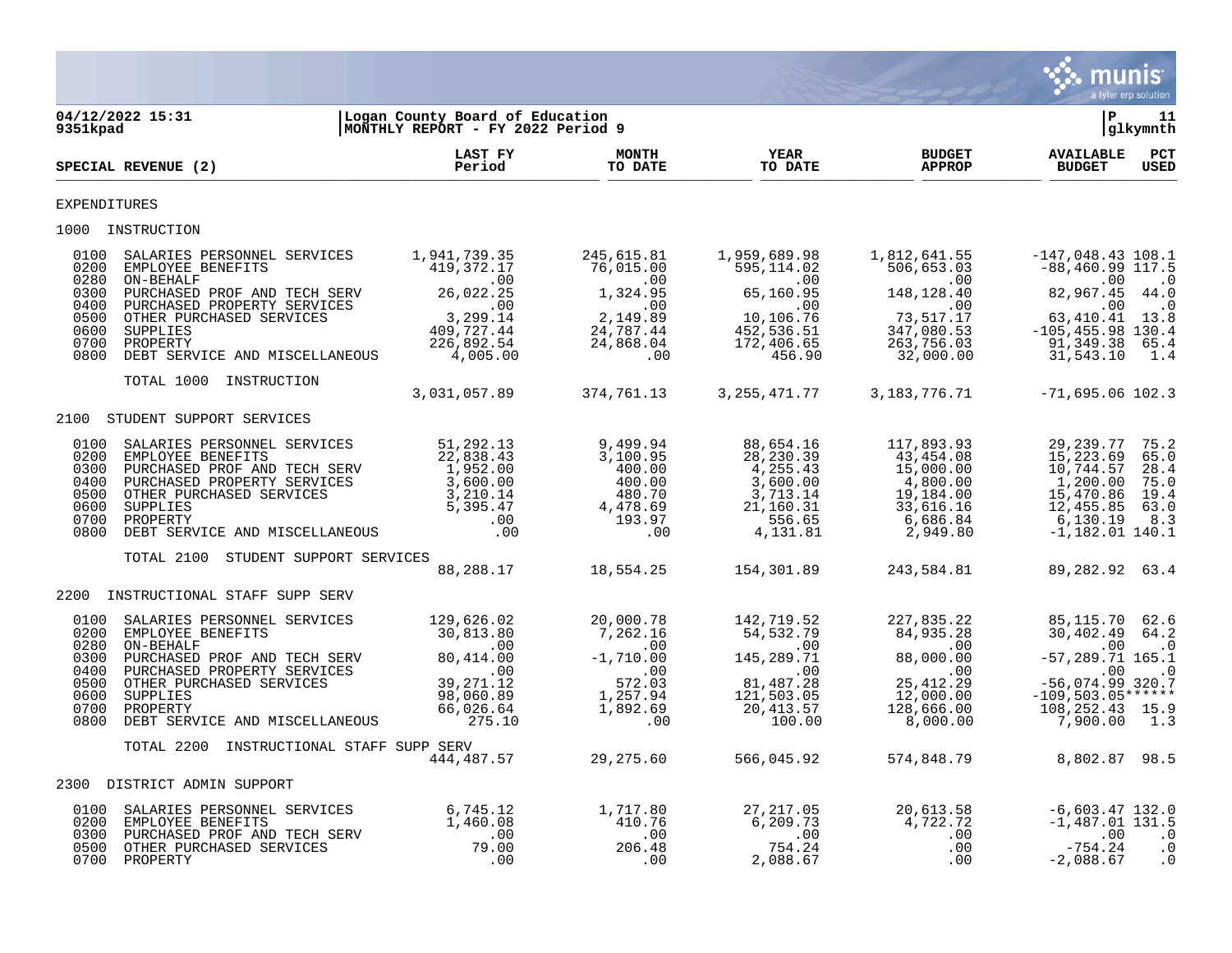**04/12/2022 15:31** | **Logan County Board of Education** | **P 11**
**9351kpad** | **MONTHLY REPORT - FY 2022 Period 9** | **glkymnth**

| SPECIAL REVENUE (2) | LAST FY Period | MONTH TO DATE | YEAR TO DATE | BUDGET APPROP | AVAILABLE BUDGET | PCT USED |
|---|---|---|---|---|---|---|
| **EXPENDITURES** | | | | | | |
| **1000 INSTRUCTION** | | | | | | |
| 0100 SALARIES PERSONNEL SERVICES | 1,941,739.35 | 245,615.81 | 1,959,689.98 | 1,812,641.55 | -147,048.43 | 108.1 |
| 0200 EMPLOYEE BENEFITS | 419,372.17 | 76,015.00 | 595,114.02 | 506,653.03 | -88,460.99 | 117.5 |
| 0280 ON-BEHALF | .00 | .00 | .00 | .00 | .00 | .0 |
| 0300 PURCHASED PROF AND TECH SERV | 26,022.25 | 1,324.95 | 65,160.95 | 148,128.40 | 82,967.45 | 44.0 |
| 0400 PURCHASED PROPERTY SERVICES | .00 | .00 | .00 | .00 | .00 | .0 |
| 0500 OTHER PURCHASED SERVICES | 3,299.14 | 2,149.89 | 10,106.76 | 73,517.17 | 63,410.41 | 13.8 |
| 0600 SUPPLIES | 409,727.44 | 24,787.44 | 452,536.51 | 347,080.53 | -105,455.98 | 130.4 |
| 0700 PROPERTY | 226,892.54 | 24,868.04 | 172,406.65 | 263,756.03 | 91,349.38 | 65.4 |
| 0800 DEBT SERVICE AND MISCELLANEOUS | 4,005.00 | .00 | 456.90 | 32,000.00 | 31,543.10 | 1.4 |
| TOTAL 1000 INSTRUCTION | 3,031,057.89 | 374,761.13 | 3,255,471.77 | 3,183,776.71 | -71,695.06 | 102.3 |
| **2100 STUDENT SUPPORT SERVICES** | | | | | | |
| 0100 SALARIES PERSONNEL SERVICES | 51,292.13 | 9,499.94 | 88,654.16 | 117,893.93 | 29,239.77 | 75.2 |
| 0200 EMPLOYEE BENEFITS | 22,838.43 | 3,100.95 | 28,230.39 | 43,454.08 | 15,223.69 | 65.0 |
| 0300 PURCHASED PROF AND TECH SERV | 1,952.00 | 400.00 | 4,255.43 | 15,000.00 | 10,744.57 | 28.4 |
| 0400 PURCHASED PROPERTY SERVICES | 3,600.00 | 400.00 | 3,600.00 | 4,800.00 | 1,200.00 | 75.0 |
| 0500 OTHER PURCHASED SERVICES | 3,210.14 | 480.70 | 3,713.14 | 19,184.00 | 15,470.86 | 19.4 |
| 0600 SUPPLIES | 5,395.47 | 4,478.69 | 21,160.31 | 33,616.16 | 12,455.85 | 63.0 |
| 0700 PROPERTY | .00 | 193.97 | 556.65 | 6,686.84 | 6,130.19 | 8.3 |
| 0800 DEBT SERVICE AND MISCELLANEOUS | .00 | .00 | 4,131.81 | 2,949.80 | -1,182.01 | 140.1 |
| TOTAL 2100 STUDENT SUPPORT SERVICES | 88,288.17 | 18,554.25 | 154,301.89 | 243,584.81 | 89,282.92 | 63.4 |
| **2200 INSTRUCTIONAL STAFF SUPP SERV** | | | | | | |
| 0100 SALARIES PERSONNEL SERVICES | 129,626.02 | 20,000.78 | 142,719.52 | 227,835.22 | 85,115.70 | 62.6 |
| 0200 EMPLOYEE BENEFITS | 30,813.80 | 7,262.16 | 54,532.79 | 84,935.28 | 30,402.49 | 64.2 |
| 0280 ON-BEHALF | .00 | .00 | .00 | .00 | .00 | .0 |
| 0300 PURCHASED PROF AND TECH SERV | 80,414.00 | -1,710.00 | 145,289.71 | 88,000.00 | -57,289.71 | 165.1 |
| 0400 PURCHASED PROPERTY SERVICES | .00 | .00 | .00 | .00 | .00 | .0 |
| 0500 OTHER PURCHASED SERVICES | 39,271.12 | 572.03 | 81,487.28 | 25,412.29 | -56,074.99 | 320.7 |
| 0600 SUPPLIES | 98,060.89 | 1,257.94 | 121,503.05 | 12,000.00 | -109,503.05 | ****** |
| 0700 PROPERTY | 66,026.64 | 1,892.69 | 20,413.57 | 128,666.00 | 108,252.43 | 15.9 |
| 0800 DEBT SERVICE AND MISCELLANEOUS | 275.10 | .00 | 100.00 | 8,000.00 | 7,900.00 | 1.3 |
| TOTAL 2200 INSTRUCTIONAL STAFF SUPP SERV | 444,487.57 | 29,275.60 | 566,045.92 | 574,848.79 | 8,802.87 | 98.5 |
| **2300 DISTRICT ADMIN SUPPORT** | | | | | | |
| 0100 SALARIES PERSONNEL SERVICES | 6,745.12 | 1,717.80 | 27,217.05 | 20,613.58 | -6,603.47 | 132.0 |
| 0200 EMPLOYEE BENEFITS | 1,460.08 | 410.76 | 6,209.73 | 4,722.72 | -1,487.01 | 131.5 |
| 0300 PURCHASED PROF AND TECH SERV | .00 | .00 | .00 | .00 | .00 | .0 |
| 0500 OTHER PURCHASED SERVICES | 79.00 | 206.48 | 754.24 | .00 | -754.24 | .0 |
| 0700 PROPERTY | .00 | .00 | 2,088.67 | .00 | -2,088.67 | .0 |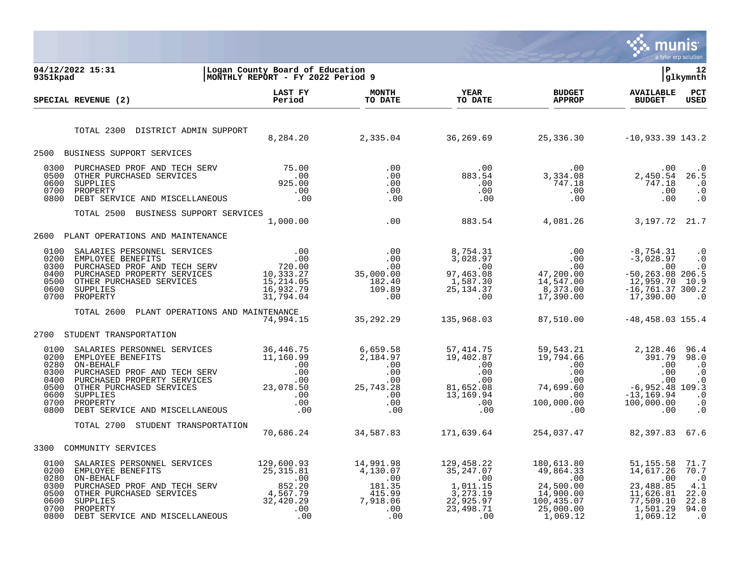04/12/2022 15:31 | Logan County Board of Education | P 12
9351kpad | MONTHLY REPORT - FY 2022 Period 9 | glkymnth

| SPECIAL REVENUE (2) | LAST FY Period | MONTH TO DATE | YEAR TO DATE | BUDGET APPROP | AVAILABLE BUDGET | PCT USED |
|---|---|---|---|---|---|---|
| TOTAL 2300 DISTRICT ADMIN SUPPORT | 8,284.20 | 2,335.04 | 36,269.69 | 25,336.30 | -10,933.39 | 143.2 |
| **2500 BUSINESS SUPPORT SERVICES** | | | | | | |
| 0300 PURCHASED PROF AND TECH SERV | 75.00 | .00 | .00 | .00 | .00 | .0 |
| 0500 OTHER PURCHASED SERVICES | .00 | .00 | 883.54 | 3,334.08 | 2,450.54 | 26.5 |
| 0600 SUPPLIES | 925.00 | .00 | .00 | 747.18 | 747.18 | .0 |
| 0700 PROPERTY | .00 | .00 | .00 | .00 | .00 | .0 |
| 0800 DEBT SERVICE AND MISCELLANEOUS | .00 | .00 | .00 | .00 | .00 | .0 |
| TOTAL 2500 BUSINESS SUPPORT SERVICES | 1,000.00 | .00 | 883.54 | 4,081.26 | 3,197.72 | 21.7 |
| **2600 PLANT OPERATIONS AND MAINTENANCE** | | | | | | |
| 0100 SALARIES PERSONNEL SERVICES | .00 | .00 | 8,754.31 | .00 | -8,754.31 | .0 |
| 0200 EMPLOYEE BENEFITS | .00 | .00 | 3,028.97 | .00 | -3,028.97 | .0 |
| 0300 PURCHASED PROF AND TECH SERV | 720.00 | .00 | .00 | .00 | .00 | .0 |
| 0400 PURCHASED PROPERTY SERVICES | 10,333.27 | 35,000.00 | 97,463.08 | 47,200.00 | -50,263.08 | 206.5 |
| 0500 OTHER PURCHASED SERVICES | 15,214.05 | 182.40 | 1,587.30 | 14,547.00 | 12,959.70 | 10.9 |
| 0600 SUPPLIES | 16,932.79 | 109.89 | 25,134.37 | 8,373.00 | -16,761.37 | 300.2 |
| 0700 PROPERTY | 31,794.04 | .00 | .00 | 17,390.00 | 17,390.00 | .0 |
| TOTAL 2600 PLANT OPERATIONS AND MAINTENANCE | 74,994.15 | 35,292.29 | 135,968.03 | 87,510.00 | -48,458.03 | 155.4 |
| **2700 STUDENT TRANSPORTATION** | | | | | | |
| 0100 SALARIES PERSONNEL SERVICES | 36,446.75 | 6,659.58 | 57,414.75 | 59,543.21 | 2,128.46 | 96.4 |
| 0200 EMPLOYEE BENEFITS | 11,160.99 | 2,184.97 | 19,402.87 | 19,794.66 | 391.79 | 98.0 |
| 0280 ON-BEHALF | .00 | .00 | .00 | .00 | .00 | .0 |
| 0300 PURCHASED PROF AND TECH SERV | .00 | .00 | .00 | .00 | .00 | .0 |
| 0400 PURCHASED PROPERTY SERVICES | .00 | .00 | .00 | .00 | .00 | .0 |
| 0500 OTHER PURCHASED SERVICES | 23,078.50 | 25,743.28 | 81,652.08 | 74,699.60 | -6,952.48 | 109.3 |
| 0600 SUPPLIES | .00 | .00 | 13,169.94 | .00 | -13,169.94 | .0 |
| 0700 PROPERTY | .00 | .00 | .00 | 100,000.00 | 100,000.00 | .0 |
| 0800 DEBT SERVICE AND MISCELLANEOUS | .00 | .00 | .00 | .00 | .00 | .0 |
| TOTAL 2700 STUDENT TRANSPORTATION | 70,686.24 | 34,587.83 | 171,639.64 | 254,037.47 | 82,397.83 | 67.6 |
| **3300 COMMUNITY SERVICES** | | | | | | |
| 0100 SALARIES PERSONNEL SERVICES | 129,600.93 | 14,991.98 | 129,458.22 | 180,613.80 | 51,155.58 | 71.7 |
| 0200 EMPLOYEE BENEFITS | 25,315.81 | 4,130.07 | 35,247.07 | 49,864.33 | 14,617.26 | 70.7 |
| 0280 ON-BEHALF | .00 | .00 | .00 | .00 | .00 | .0 |
| 0300 PURCHASED PROF AND TECH SERV | 852.20 | 181.35 | 1,011.15 | 24,500.00 | 23,488.85 | 4.1 |
| 0500 OTHER PURCHASED SERVICES | 4,567.79 | 415.99 | 3,273.19 | 14,900.00 | 11,626.81 | 22.0 |
| 0600 SUPPLIES | 32,420.29 | 7,918.06 | 22,925.97 | 100,435.07 | 77,509.10 | 22.8 |
| 0700 PROPERTY | .00 | .00 | 23,498.71 | 25,000.00 | 1,501.29 | 94.0 |
| 0800 DEBT SERVICE AND MISCELLANEOUS | .00 | .00 | .00 | 1,069.12 | 1,069.12 | .0 |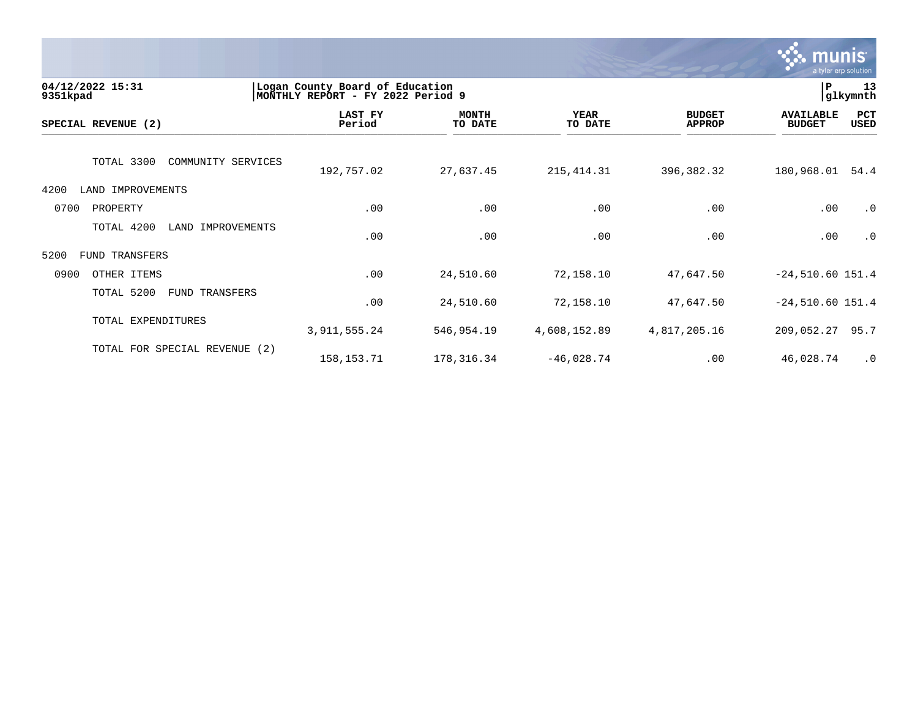Logan County Board of Education
MONTHLY REPORT - FY 2022 Period 9

04/12/2022 15:31
9351kpad

| SPECIAL REVENUE (2) | LAST FY Period | MONTH TO DATE | YEAR TO DATE | BUDGET APPROP | AVAILABLE BUDGET | PCT USED |
|---|---|---|---|---|---|---|
| TOTAL 3300 COMMUNITY SERVICES | 192,757.02 | 27,637.45 | 215,414.31 | 396,382.32 | 180,968.01 | 54.4 |
| 4200 LAND IMPROVEMENTS | | | | | | |
| 0700 PROPERTY | .00 | .00 | .00 | .00 | .00 | .0 |
| TOTAL 4200 LAND IMPROVEMENTS | .00 | .00 | .00 | .00 | .00 | .0 |
| 5200 FUND TRANSFERS | | | | | | |
| 0900 OTHER ITEMS | .00 | 24,510.60 | 72,158.10 | 47,647.50 | -24,510.60 | 151.4 |
| TOTAL 5200 FUND TRANSFERS | .00 | 24,510.60 | 72,158.10 | 47,647.50 | -24,510.60 | 151.4 |
| TOTAL EXPENDITURES | 3,911,555.24 | 546,954.19 | 4,608,152.89 | 4,817,205.16 | 209,052.27 | 95.7 |
| TOTAL FOR SPECIAL REVENUE (2) | 158,153.71 | 178,316.34 | -46,028.74 | .00 | 46,028.74 | .0 |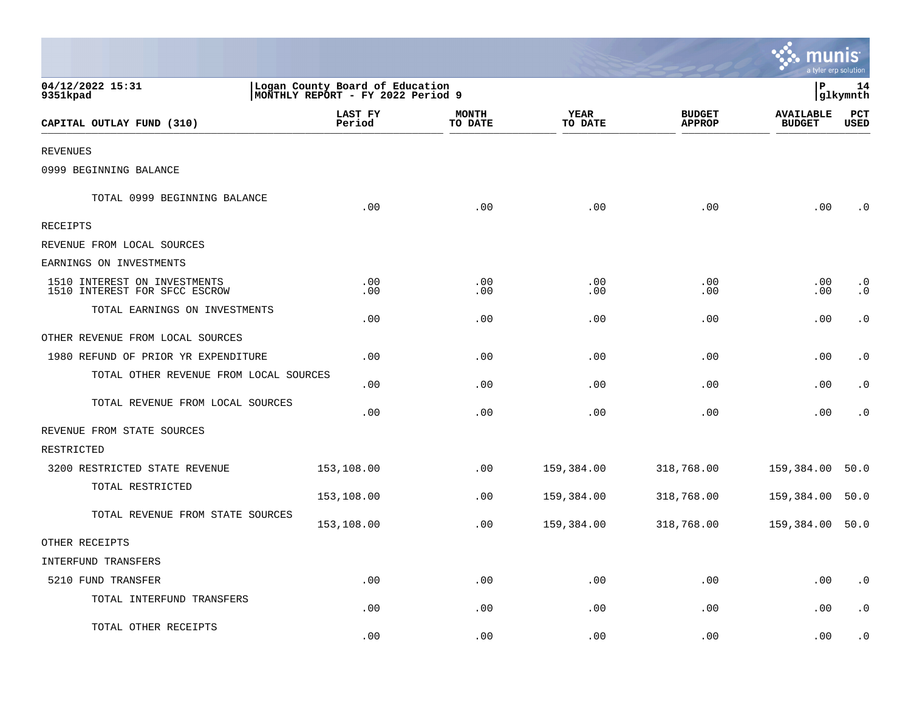04/12/2022 15:31 | Logan County Board of Education | P 14
9351kpad | MONTHLY REPORT - FY 2022 Period 9 | glkymnth

| CAPITAL OUTLAY FUND (310) | LAST FY Period | MONTH TO DATE | YEAR TO DATE | BUDGET APPROP | AVAILABLE BUDGET | PCT USED |
|---|---|---|---|---|---|---|
| REVENUES | | | | | | |
| 0999 BEGINNING BALANCE | | | | | | |
| TOTAL 0999 BEGINNING BALANCE | .00 | .00 | .00 | .00 | .00 | .0 |
| RECEIPTS | | | | | | |
| REVENUE FROM LOCAL SOURCES | | | | | | |
| EARNINGS ON INVESTMENTS | | | | | | |
| 1510 INTEREST ON INVESTMENTS | .00 | .00 | .00 | .00 | .00 | .0 |
| 1510 INTEREST FOR SFCC ESCROW | .00 | .00 | .00 | .00 | .00 | .0 |
| TOTAL EARNINGS ON INVESTMENTS | .00 | .00 | .00 | .00 | .00 | .0 |
| OTHER REVENUE FROM LOCAL SOURCES | | | | | | |
| 1980 REFUND OF PRIOR YR EXPENDITURE | .00 | .00 | .00 | .00 | .00 | .0 |
| TOTAL OTHER REVENUE FROM LOCAL SOURCES | .00 | .00 | .00 | .00 | .00 | .0 |
| TOTAL REVENUE FROM LOCAL SOURCES | .00 | .00 | .00 | .00 | .00 | .0 |
| REVENUE FROM STATE SOURCES | | | | | | |
| RESTRICTED | | | | | | |
| 3200 RESTRICTED STATE REVENUE | 153,108.00 | .00 | 159,384.00 | 318,768.00 | 159,384.00 | 50.0 |
| TOTAL RESTRICTED | 153,108.00 | .00 | 159,384.00 | 318,768.00 | 159,384.00 | 50.0 |
| TOTAL REVENUE FROM STATE SOURCES | 153,108.00 | .00 | 159,384.00 | 318,768.00 | 159,384.00 | 50.0 |
| OTHER RECEIPTS | | | | | | |
| INTERFUND TRANSFERS | | | | | | |
| 5210 FUND TRANSFER | .00 | .00 | .00 | .00 | .00 | .0 |
| TOTAL INTERFUND TRANSFERS | .00 | .00 | .00 | .00 | .00 | .0 |
| TOTAL OTHER RECEIPTS | .00 | .00 | .00 | .00 | .00 | .0 |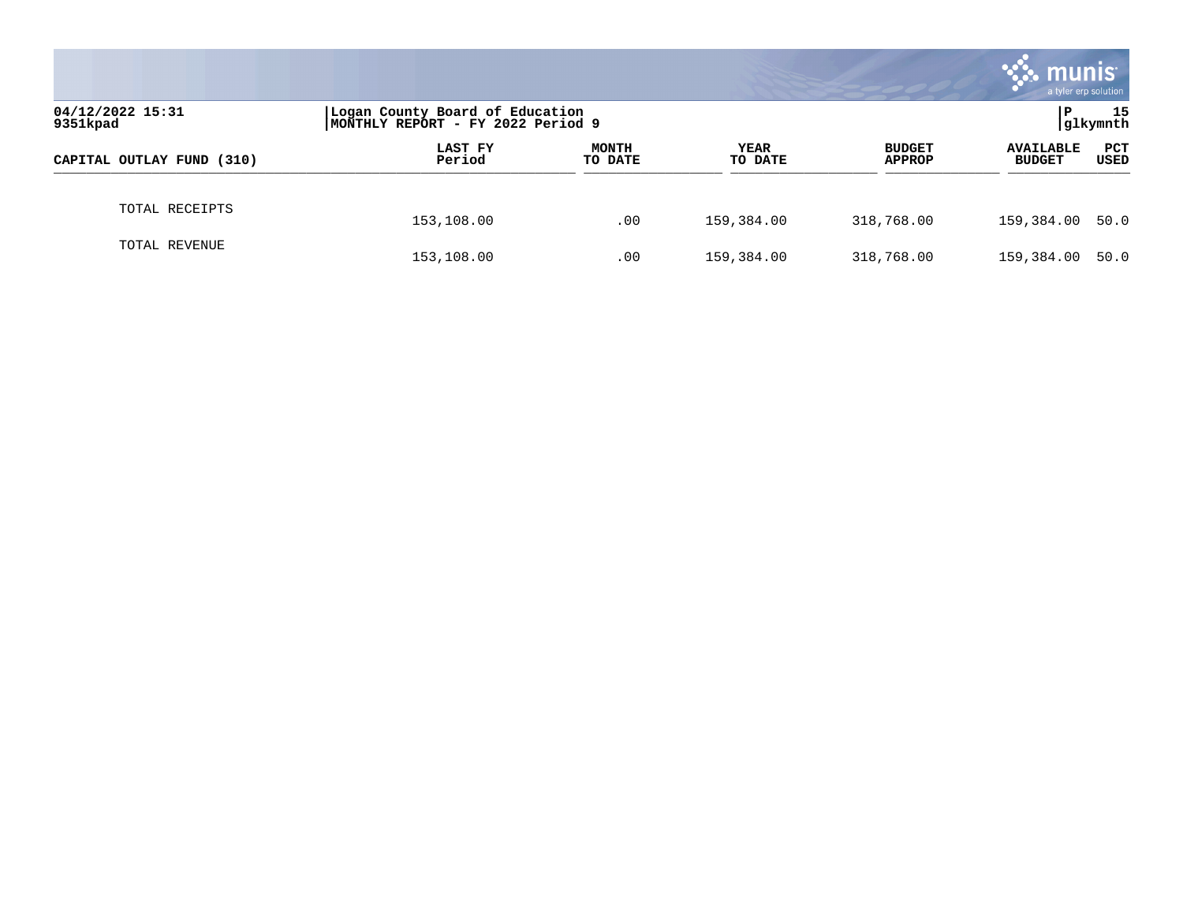04/12/2022 15:31
9351kpad

Logan County Board of Education
MONTHLY REPORT - FY 2022 Period 9

P 15
glkymnth

| CAPITAL OUTLAY FUND (310) | LAST FY Period | MONTH TO DATE | YEAR TO DATE | BUDGET APPROP | AVAILABLE BUDGET | PCT USED |
|---|---|---|---|---|---|---|
| TOTAL RECEIPTS | 153,108.00 | .00 | 159,384.00 | 318,768.00 | 159,384.00 | 50.0 |
| TOTAL REVENUE | 153,108.00 | .00 | 159,384.00 | 318,768.00 | 159,384.00 | 50.0 |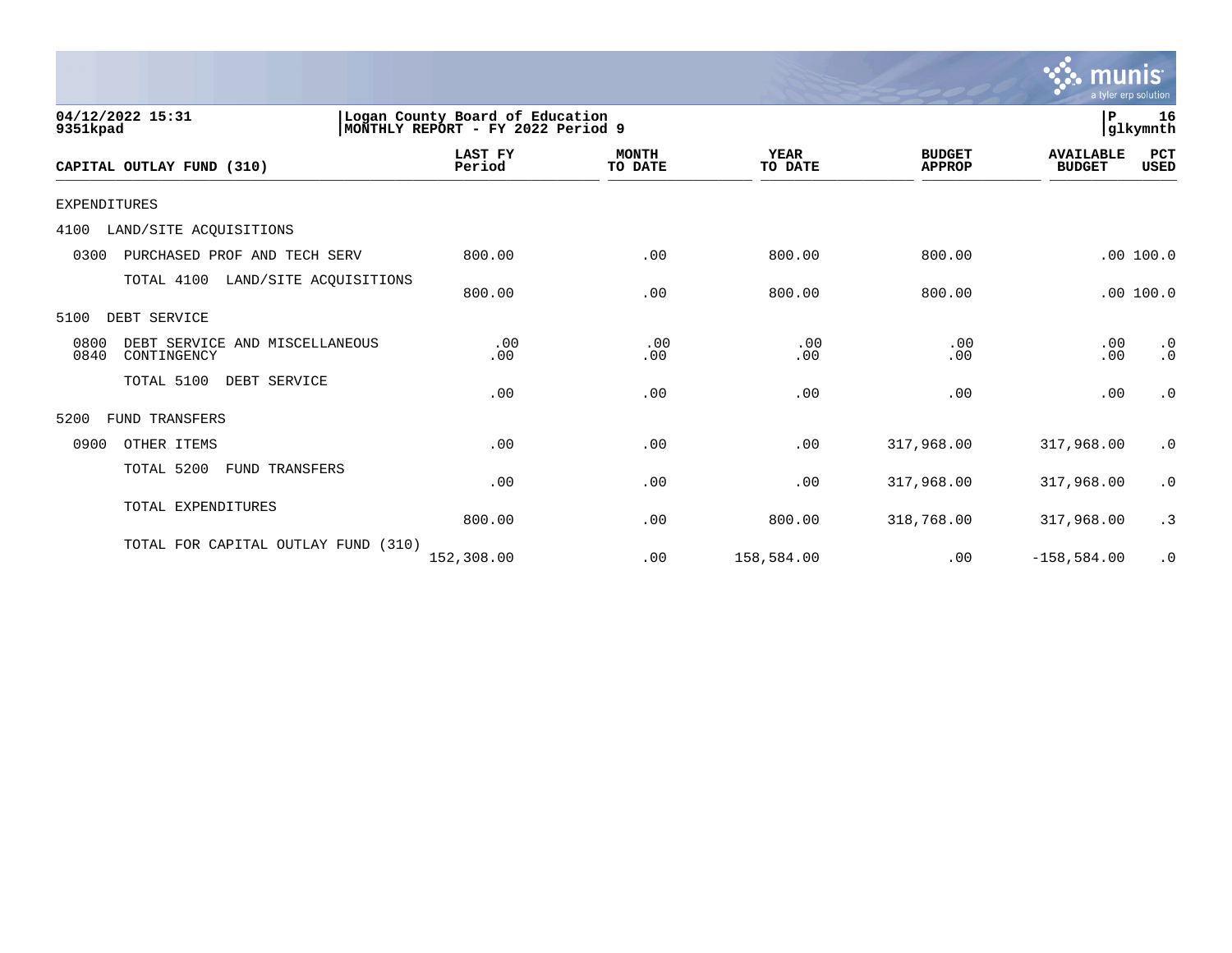04/12/2022 15:31 | Logan County Board of Education | P 16
9351kpad | MONTHLY REPORT - FY 2022 Period 9 | glkymnth

| CAPITAL OUTLAY FUND (310) | LAST FY Period | MONTH TO DATE | YEAR TO DATE | BUDGET APPROP | AVAILABLE BUDGET | PCT USED |
|---|---|---|---|---|---|---|
| EXPENDITURES | | | | | | |
| 4100 LAND/SITE ACQUISITIONS | | | | | | |
| 0300 PURCHASED PROF AND TECH SERV | 800.00 | .00 | 800.00 | 800.00 | .00 | 100.0 |
| TOTAL 4100 LAND/SITE ACQUISITIONS | 800.00 | .00 | 800.00 | 800.00 | .00 | 100.0 |
| 5100 DEBT SERVICE | | | | | | |
| 0800 DEBT SERVICE AND MISCELLANEOUS | .00 | .00 | .00 | .00 | .00 | .0 |
| 0840 CONTINGENCY | .00 | .00 | .00 | .00 | .00 | .0 |
| TOTAL 5100 DEBT SERVICE | .00 | .00 | .00 | .00 | .00 | .0 |
| 5200 FUND TRANSFERS | | | | | | |
| 0900 OTHER ITEMS | .00 | .00 | .00 | 317,968.00 | 317,968.00 | .0 |
| TOTAL 5200 FUND TRANSFERS | .00 | .00 | .00 | 317,968.00 | 317,968.00 | .0 |
| TOTAL EXPENDITURES | 800.00 | .00 | 800.00 | 318,768.00 | 317,968.00 | .3 |
| TOTAL FOR CAPITAL OUTLAY FUND (310) | 152,308.00 | .00 | 158,584.00 | .00 | -158,584.00 | .0 |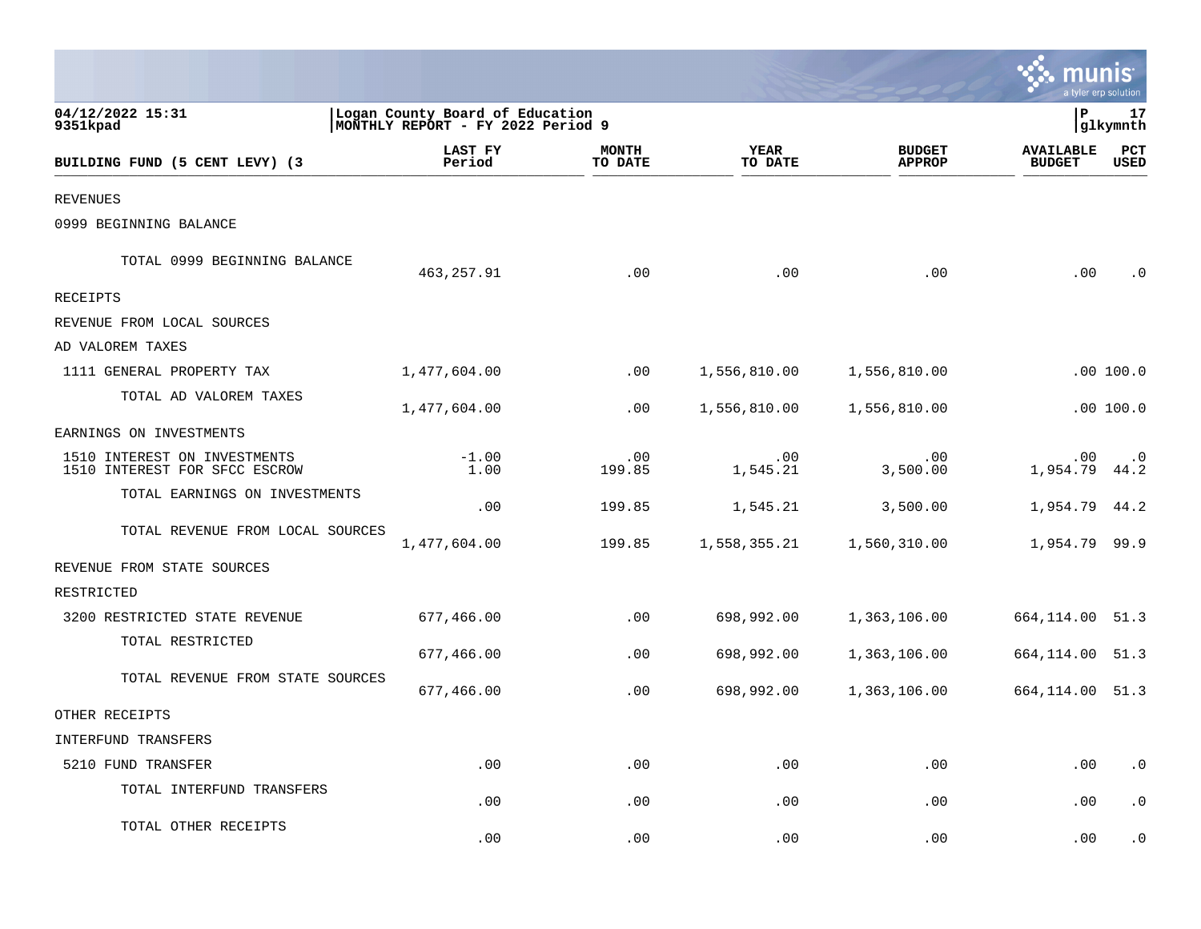04/12/2022 15:31
9351kpad

Logan County Board of Education
MONTHLY REPORT - FY 2022 Period 9

| BUILDING FUND (5 CENT LEVY) (3 | LAST FY Period | MONTH TO DATE | YEAR TO DATE | BUDGET APPROP | AVAILABLE BUDGET | PCT USED |
|---|---|---|---|---|---|---|
| REVENUES | | | | | | |
| 0999 BEGINNING BALANCE | | | | | | |
| TOTAL 0999 BEGINNING BALANCE | 463,257.91 | .00 | .00 | .00 | .00 | .0 |
| RECEIPTS | | | | | | |
| REVENUE FROM LOCAL SOURCES | | | | | | |
| AD VALOREM TAXES | | | | | | |
| 1111 GENERAL PROPERTY TAX | 1,477,604.00 | .00 | 1,556,810.00 | 1,556,810.00 | .00 | 100.0 |
| TOTAL AD VALOREM TAXES | 1,477,604.00 | .00 | 1,556,810.00 | 1,556,810.00 | .00 | 100.0 |
| EARNINGS ON INVESTMENTS | | | | | | |
| 1510 INTEREST ON INVESTMENTS | -1.00 | .00 | .00 | .00 | .00 | .0 |
| 1510 INTEREST FOR SFCC ESCROW | 1.00 | 199.85 | 1,545.21 | 3,500.00 | 1,954.79 | 44.2 |
| TOTAL EARNINGS ON INVESTMENTS | .00 | 199.85 | 1,545.21 | 3,500.00 | 1,954.79 | 44.2 |
| TOTAL REVENUE FROM LOCAL SOURCES | 1,477,604.00 | 199.85 | 1,558,355.21 | 1,560,310.00 | 1,954.79 | 99.9 |
| REVENUE FROM STATE SOURCES | | | | | | |
| RESTRICTED | | | | | | |
| 3200 RESTRICTED STATE REVENUE | 677,466.00 | .00 | 698,992.00 | 1,363,106.00 | 664,114.00 | 51.3 |
| TOTAL RESTRICTED | 677,466.00 | .00 | 698,992.00 | 1,363,106.00 | 664,114.00 | 51.3 |
| TOTAL REVENUE FROM STATE SOURCES | 677,466.00 | .00 | 698,992.00 | 1,363,106.00 | 664,114.00 | 51.3 |
| OTHER RECEIPTS | | | | | | |
| INTERFUND TRANSFERS | | | | | | |
| 5210 FUND TRANSFER | .00 | .00 | .00 | .00 | .00 | .0 |
| TOTAL INTERFUND TRANSFERS | .00 | .00 | .00 | .00 | .00 | .0 |
| TOTAL OTHER RECEIPTS | .00 | .00 | .00 | .00 | .00 | .0 |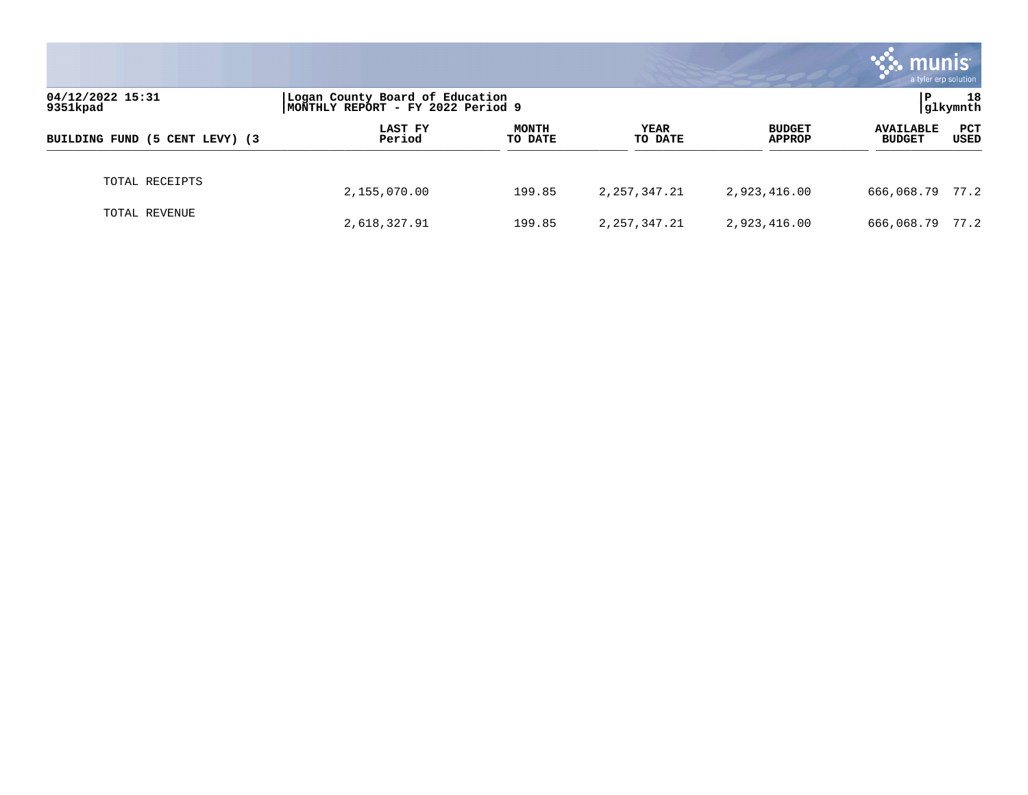| BUILDING FUND (5 CENT LEVY) (3 | LAST FY Period | MONTH TO DATE | YEAR TO DATE | BUDGET APPROP | AVAILABLE BUDGET | PCT USED |
|---|---|---|---|---|---|---|
| TOTAL RECEIPTS | 2,155,070.00 | 199.85 | 2,257,347.21 | 2,923,416.00 | 666,068.79 | 77.2 |
| TOTAL REVENUE | 2,618,327.91 | 199.85 | 2,257,347.21 | 2,923,416.00 | 666,068.79 | 77.2 |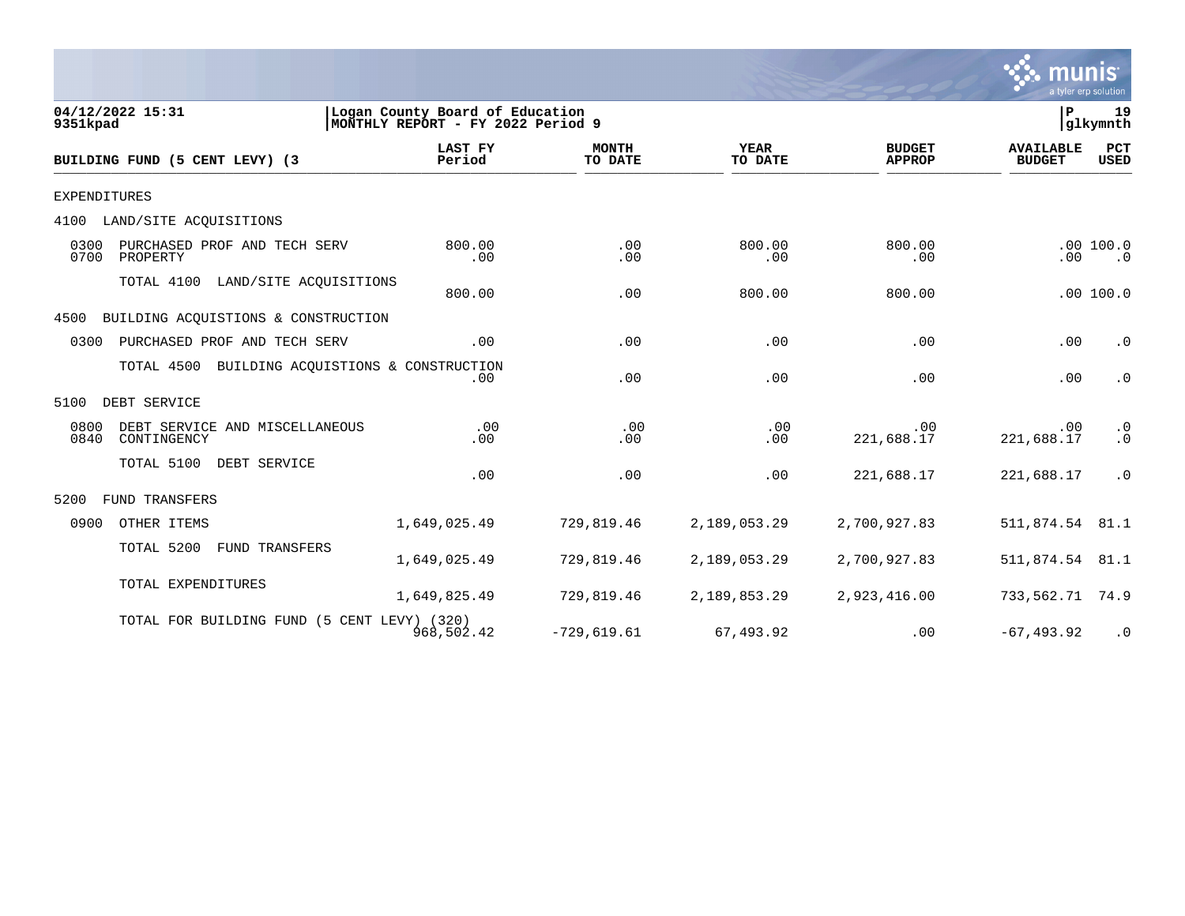04/12/2022 15:31 | Logan County Board of Education | P 19
9351kpad | MONTHLY REPORT - FY 2022 Period 9 | glkymnth

| BUILDING FUND (5 CENT LEVY) (3 | LAST FY Period | MONTH TO DATE | YEAR TO DATE | BUDGET APPROP | AVAILABLE BUDGET | PCT USED |
|---|---|---|---|---|---|---|
| EXPENDITURES | | | | | | |
| 4100 LAND/SITE ACQUISITIONS | | | | | | |
| 0300 PURCHASED PROF AND TECH SERV | 800.00 | .00 | 800.00 | 800.00 | .00 | 100.0 |
| 0700 PROPERTY | .00 | .00 | .00 | .00 | .00 | .0 |
| TOTAL 4100 LAND/SITE ACQUISITIONS | 800.00 | .00 | 800.00 | 800.00 | .00 | 100.0 |
| 4500 BUILDING ACQUISTIONS & CONSTRUCTION | | | | | | |
| 0300 PURCHASED PROF AND TECH SERV | .00 | .00 | .00 | .00 | .00 | .0 |
| TOTAL 4500 BUILDING ACQUISTIONS & CONSTRUCTION | .00 | .00 | .00 | .00 | .00 | .0 |
| 5100 DEBT SERVICE | | | | | | |
| 0800 DEBT SERVICE AND MISCELLANEOUS | .00 | .00 | .00 | .00 | .00 | .0 |
| 0840 CONTINGENCY | .00 | .00 | .00 | 221,688.17 | 221,688.17 | .0 |
| TOTAL 5100 DEBT SERVICE | .00 | .00 | .00 | 221,688.17 | 221,688.17 | .0 |
| 5200 FUND TRANSFERS | | | | | | |
| 0900 OTHER ITEMS | 1,649,025.49 | 729,819.46 | 2,189,053.29 | 2,700,927.83 | 511,874.54 | 81.1 |
| TOTAL 5200 FUND TRANSFERS | 1,649,025.49 | 729,819.46 | 2,189,053.29 | 2,700,927.83 | 511,874.54 | 81.1 |
| TOTAL EXPENDITURES | 1,649,825.49 | 729,819.46 | 2,189,853.29 | 2,923,416.00 | 733,562.71 | 74.9 |
| TOTAL FOR BUILDING FUND (5 CENT LEVY) (320) | 968,502.42 | -729,619.61 | 67,493.92 | .00 | -67,493.92 | .0 |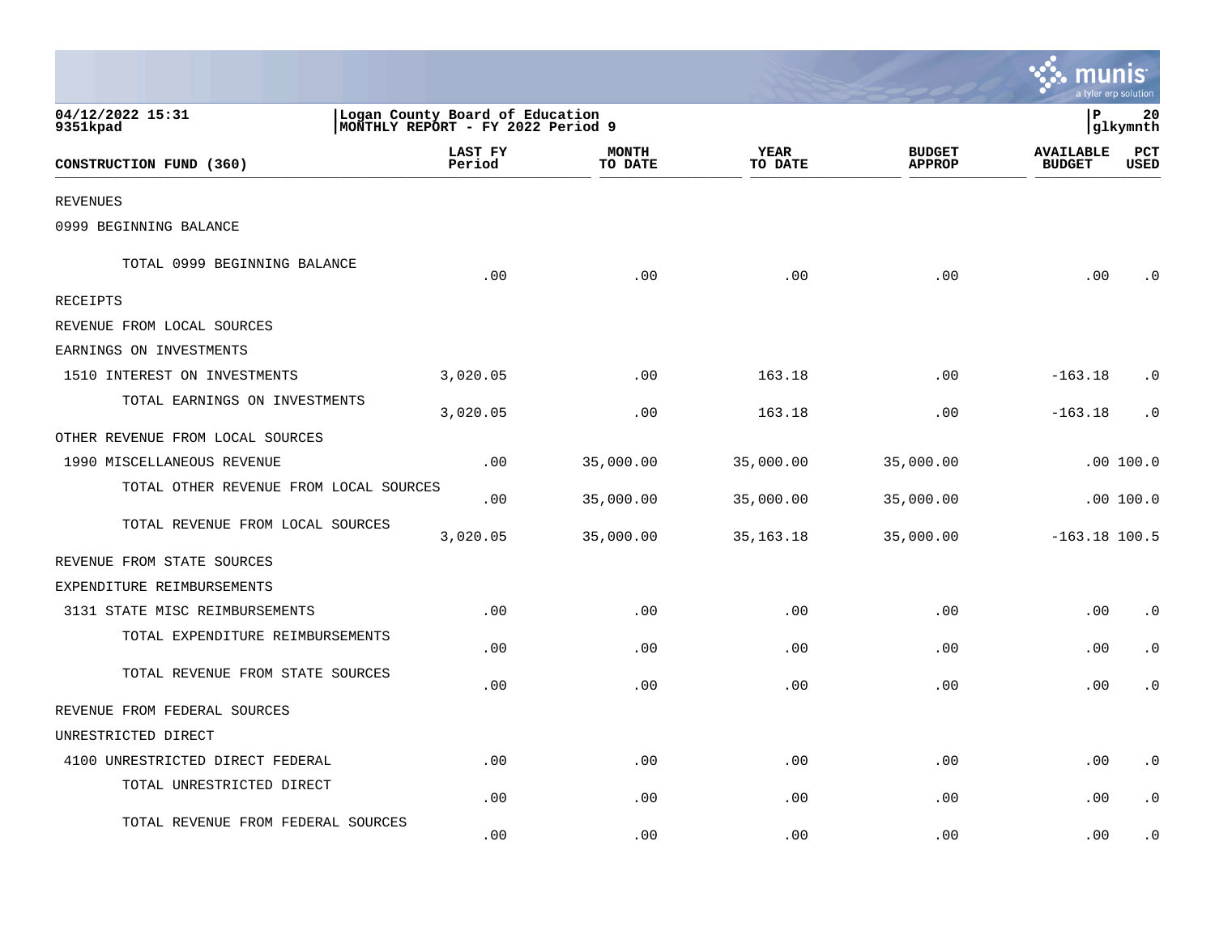04/12/2022 15:31 | Logan County Board of Education | P 20
9351kpad | MONTHLY REPORT - FY 2022 Period 9 | glkymnth

| CONSTRUCTION FUND (360) | LAST FY Period | MONTH TO DATE | YEAR TO DATE | BUDGET APPROP | AVAILABLE BUDGET | PCT USED |
|---|---|---|---|---|---|---|
| REVENUES | | | | | | |
| 0999 BEGINNING BALANCE | | | | | | |
| TOTAL 0999 BEGINNING BALANCE | .00 | .00 | .00 | .00 | .00 | .0 |
| RECEIPTS | | | | | | |
| REVENUE FROM LOCAL SOURCES | | | | | | |
| EARNINGS ON INVESTMENTS | | | | | | |
| 1510 INTEREST ON INVESTMENTS | 3,020.05 | .00 | 163.18 | .00 | -163.18 | .0 |
| TOTAL EARNINGS ON INVESTMENTS | 3,020.05 | .00 | 163.18 | .00 | -163.18 | .0 |
| OTHER REVENUE FROM LOCAL SOURCES | | | | | | |
| 1990 MISCELLANEOUS REVENUE | .00 | 35,000.00 | 35,000.00 | 35,000.00 | .00 | 100.0 |
| TOTAL OTHER REVENUE FROM LOCAL SOURCES | .00 | 35,000.00 | 35,000.00 | 35,000.00 | .00 | 100.0 |
| TOTAL REVENUE FROM LOCAL SOURCES | 3,020.05 | 35,000.00 | 35,163.18 | 35,000.00 | -163.18 | 100.5 |
| REVENUE FROM STATE SOURCES | | | | | | |
| EXPENDITURE REIMBURSEMENTS | | | | | | |
| 3131 STATE MISC REIMBURSEMENTS | .00 | .00 | .00 | .00 | .00 | .0 |
| TOTAL EXPENDITURE REIMBURSEMENTS | .00 | .00 | .00 | .00 | .00 | .0 |
| TOTAL REVENUE FROM STATE SOURCES | .00 | .00 | .00 | .00 | .00 | .0 |
| REVENUE FROM FEDERAL SOURCES | | | | | | |
| UNRESTRICTED DIRECT | | | | | | |
| 4100 UNRESTRICTED DIRECT FEDERAL | .00 | .00 | .00 | .00 | .00 | .0 |
| TOTAL UNRESTRICTED DIRECT | .00 | .00 | .00 | .00 | .00 | .0 |
| TOTAL REVENUE FROM FEDERAL SOURCES | .00 | .00 | .00 | .00 | .00 | .0 |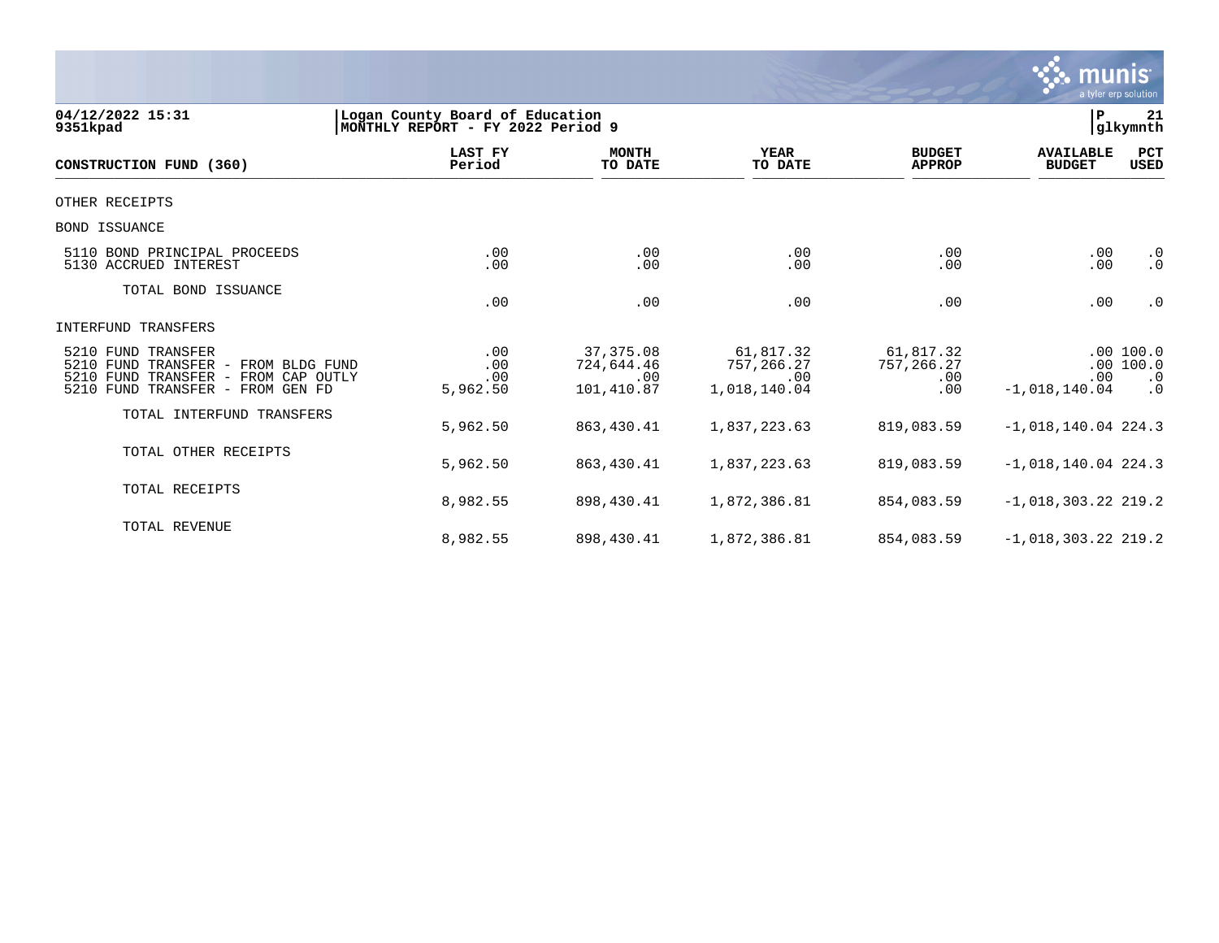04/12/2022 15:31 | Logan County Board of Education | P 21
9351kpad | MONTHLY REPORT - FY 2022 Period 9 | glkymnth

| CONSTRUCTION FUND (360) | LAST FY Period | MONTH TO DATE | YEAR TO DATE | BUDGET APPROP | AVAILABLE BUDGET | PCT USED |
|---|---|---|---|---|---|---|
| OTHER RECEIPTS | | | | | | |
| BOND ISSUANCE | | | | | | |
| 5110 BOND PRINCIPAL PROCEEDS | .00 | .00 | .00 | .00 | .00 | .0 |
| 5130 ACCRUED INTEREST | .00 | .00 | .00 | .00 | .00 | .0 |
| TOTAL BOND ISSUANCE | .00 | .00 | .00 | .00 | .00 | .0 |
| INTERFUND TRANSFERS | | | | | | |
| 5210 FUND TRANSFER | .00 | 37,375.08 | 61,817.32 | 61,817.32 | .00 | 100.0 |
| 5210 FUND TRANSFER - FROM BLDG FUND | .00 | 724,644.46 | 757,266.27 | 757,266.27 | .00 | 100.0 |
| 5210 FUND TRANSFER - FROM CAP OUTLY | .00 | .00 | .00 | .00 | .00 | .0 |
| 5210 FUND TRANSFER - FROM GEN FD | 5,962.50 | 101,410.87 | 1,018,140.04 | .00 | -1,018,140.04 | .0 |
| TOTAL INTERFUND TRANSFERS | 5,962.50 | 863,430.41 | 1,837,223.63 | 819,083.59 | -1,018,140.04 | 224.3 |
| TOTAL OTHER RECEIPTS | 5,962.50 | 863,430.41 | 1,837,223.63 | 819,083.59 | -1,018,140.04 | 224.3 |
| TOTAL RECEIPTS | 8,982.55 | 898,430.41 | 1,872,386.81 | 854,083.59 | -1,018,303.22 | 219.2 |
| TOTAL REVENUE | 8,982.55 | 898,430.41 | 1,872,386.81 | 854,083.59 | -1,018,303.22 | 219.2 |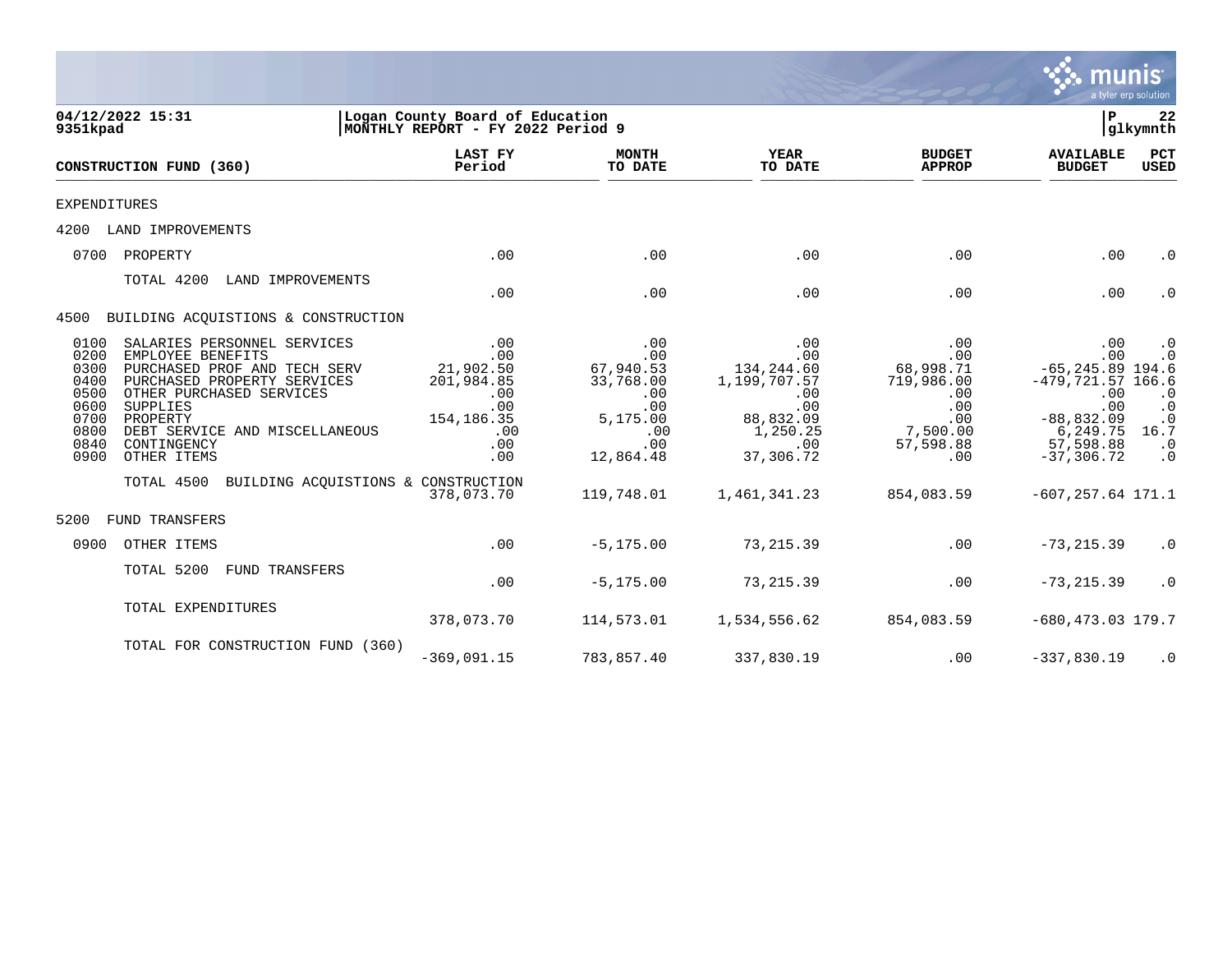04/12/2022 15:31 | Logan County Board of Education | P 22
9351kpad | MONTHLY REPORT - FY 2022 Period 9 | glkymnth

| CONSTRUCTION FUND (360) | LAST FY Period | MONTH TO DATE | YEAR TO DATE | BUDGET APPROP | AVAILABLE BUDGET | PCT USED |
|---|---|---|---|---|---|---|
| EXPENDITURES | | | | | | |
| 4200 LAND IMPROVEMENTS | | | | | | |
| 0700 PROPERTY | .00 | .00 | .00 | .00 | .00 | .0 |
| TOTAL 4200 LAND IMPROVEMENTS | .00 | .00 | .00 | .00 | .00 | .0 |
| 4500 BUILDING ACQUISTIONS & CONSTRUCTION | | | | | | |
| 0100 SALARIES PERSONNEL SERVICES | .00 | .00 | .00 | .00 | .00 | .0 |
| 0200 EMPLOYEE BENEFITS | .00 | .00 | .00 | .00 | .00 | .0 |
| 0300 PURCHASED PROF AND TECH SERV | 21,902.50 | 67,940.53 | 134,244.60 | 68,998.71 | -65,245.89 | 194.6 |
| 0400 PURCHASED PROPERTY SERVICES | 201,984.85 | 33,768.00 | 1,199,707.57 | 719,986.00 | -479,721.57 | 166.6 |
| 0500 OTHER PURCHASED SERVICES | .00 | .00 | .00 | .00 | .00 | .0 |
| 0600 SUPPLIES | .00 | .00 | .00 | .00 | .00 | .0 |
| 0700 PROPERTY | 154,186.35 | 5,175.00 | 88,832.09 | .00 | -88,832.09 | .0 |
| 0800 DEBT SERVICE AND MISCELLANEOUS | .00 | .00 | 1,250.25 | 7,500.00 | 6,249.75 | 16.7 |
| 0840 CONTINGENCY | .00 | .00 | .00 | 57,598.88 | 57,598.88 | .0 |
| 0900 OTHER ITEMS | .00 | 12,864.48 | 37,306.72 | .00 | -37,306.72 | .0 |
| TOTAL 4500 BUILDING ACQUISTIONS & CONSTRUCTION | 378,073.70 | 119,748.01 | 1,461,341.23 | 854,083.59 | -607,257.64 | 171.1 |
| 5200 FUND TRANSFERS | | | | | | |
| 0900 OTHER ITEMS | .00 | -5,175.00 | 73,215.39 | .00 | -73,215.39 | .0 |
| TOTAL 5200 FUND TRANSFERS | .00 | -5,175.00 | 73,215.39 | .00 | -73,215.39 | .0 |
| TOTAL EXPENDITURES | 378,073.70 | 114,573.01 | 1,534,556.62 | 854,083.59 | -680,473.03 | 179.7 |
| TOTAL FOR CONSTRUCTION FUND (360) | -369,091.15 | 783,857.40 | 337,830.19 | .00 | -337,830.19 | .0 |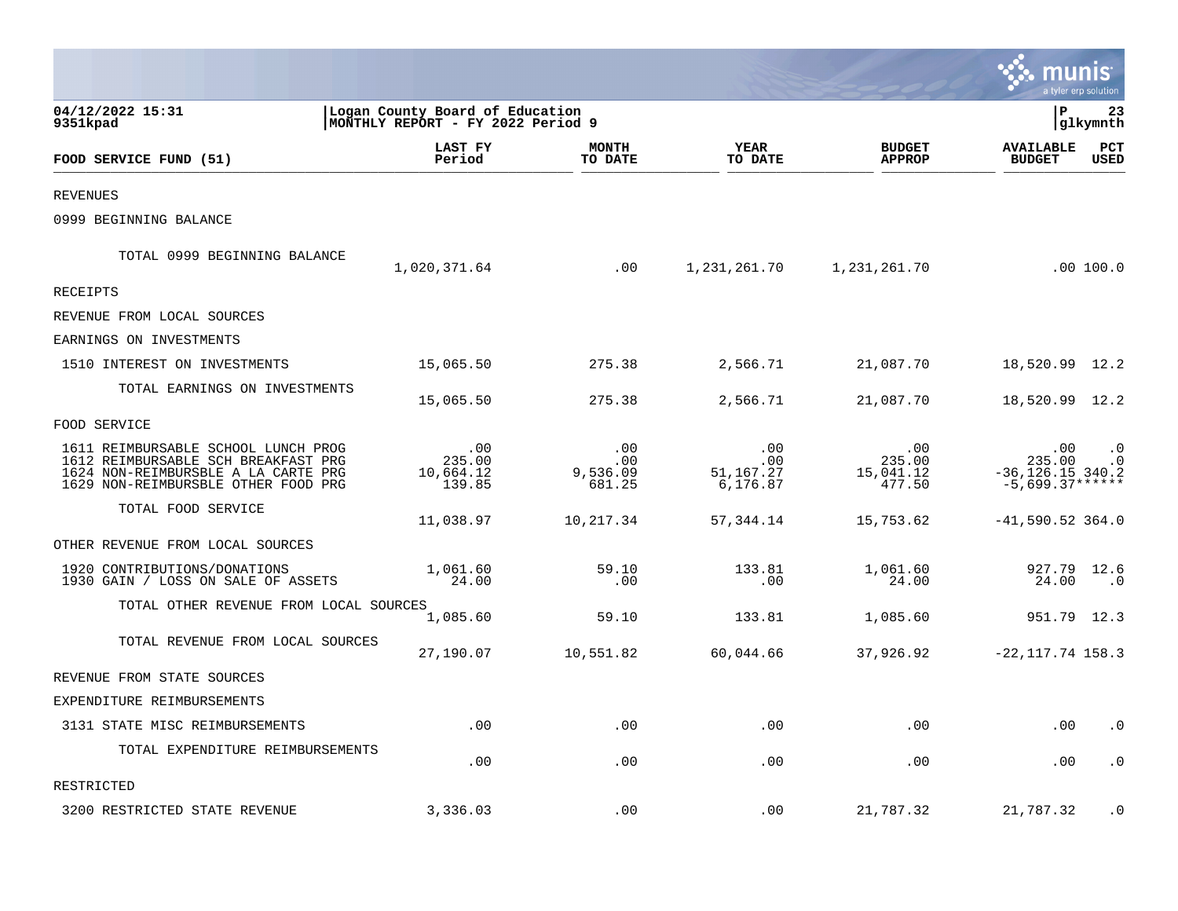04/12/2022 15:31 | Logan County Board of Education | P 23
9351kpad | MONTHLY REPORT - FY 2022 Period 9 | glkymnth

| FOOD SERVICE FUND (51) | LAST FY Period | MONTH TO DATE | YEAR TO DATE | BUDGET APPROP | AVAILABLE BUDGET | PCT USED |
|---|---|---|---|---|---|---|
| REVENUES | | | | | | |
| 0999 BEGINNING BALANCE | | | | | | |
| TOTAL 0999 BEGINNING BALANCE | 1,020,371.64 | .00 | 1,231,261.70 | 1,231,261.70 | .00 | 100.0 |
| RECEIPTS | | | | | | |
| REVENUE FROM LOCAL SOURCES | | | | | | |
| EARNINGS ON INVESTMENTS | | | | | | |
| 1510 INTEREST ON INVESTMENTS | 15,065.50 | 275.38 | 2,566.71 | 21,087.70 | 18,520.99 | 12.2 |
| TOTAL EARNINGS ON INVESTMENTS | 15,065.50 | 275.38 | 2,566.71 | 21,087.70 | 18,520.99 | 12.2 |
| FOOD SERVICE | | | | | | |
| 1611 REIMBURSABLE SCHOOL LUNCH PROG | .00 | .00 | .00 | .00 | .00 | .0 |
| 1612 REIMBURSABLE SCH BREAKFAST PRG | 235.00 | .00 | .00 | 235.00 | 235.00 | .0 |
| 1624 NON-REIMBURSBLE A LA CARTE PRG | 10,664.12 | 9,536.09 | 51,167.27 | 15,041.12 | -36,126.15 | 340.2 |
| 1629 NON-REIMBURSBLE OTHER FOOD PRG | 139.85 | 681.25 | 6,176.87 | 477.50 | -5,699.37 | ****** |
| TOTAL FOOD SERVICE | 11,038.97 | 10,217.34 | 57,344.14 | 15,753.62 | -41,590.52 | 364.0 |
| OTHER REVENUE FROM LOCAL SOURCES | | | | | | |
| 1920 CONTRIBUTIONS/DONATIONS | 1,061.60 | 59.10 | 133.81 | 1,061.60 | 927.79 | 12.6 |
| 1930 GAIN / LOSS ON SALE OF ASSETS | 24.00 | .00 | .00 | 24.00 | 24.00 | .0 |
| TOTAL OTHER REVENUE FROM LOCAL SOURCES | 1,085.60 | 59.10 | 133.81 | 1,085.60 | 951.79 | 12.3 |
| TOTAL REVENUE FROM LOCAL SOURCES | 27,190.07 | 10,551.82 | 60,044.66 | 37,926.92 | -22,117.74 | 158.3 |
| REVENUE FROM STATE SOURCES | | | | | | |
| EXPENDITURE REIMBURSEMENTS | | | | | | |
| 3131 STATE MISC REIMBURSEMENTS | .00 | .00 | .00 | .00 | .00 | .0 |
| TOTAL EXPENDITURE REIMBURSEMENTS | .00 | .00 | .00 | .00 | .00 | .0 |
| RESTRICTED | | | | | | |
| 3200 RESTRICTED STATE REVENUE | 3,336.03 | .00 | .00 | 21,787.32 | 21,787.32 | .0 |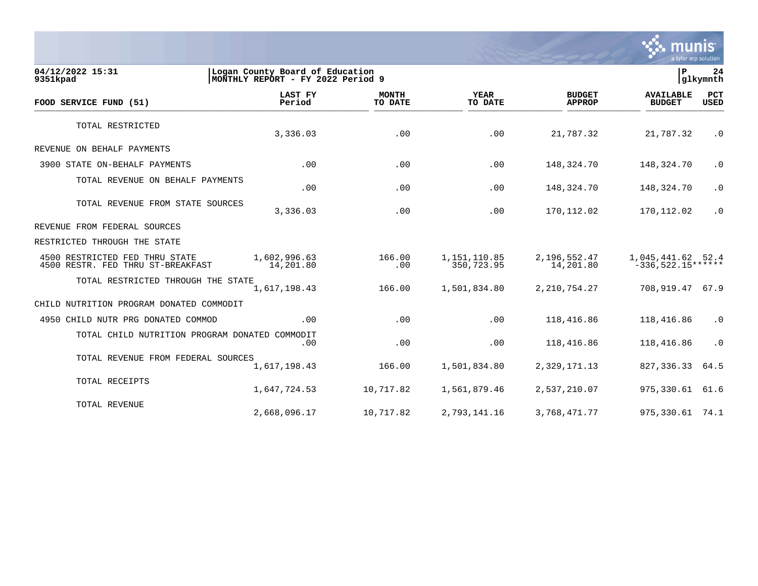04/12/2022 15:31 | Logan County Board of Education | P 24
9351kpad | MONTHLY REPORT - FY 2022 Period 9 | glkymnth

| FOOD SERVICE FUND (51) | LAST FY Period | MONTH TO DATE | YEAR TO DATE | BUDGET APPROP | AVAILABLE BUDGET | PCT USED |
|---|---|---|---|---|---|---|
| TOTAL RESTRICTED | 3,336.03 | .00 | .00 | 21,787.32 | 21,787.32 | .0 |
| REVENUE ON BEHALF PAYMENTS | | | | | | |
| 3900 STATE ON-BEHALF PAYMENTS | .00 | .00 | .00 | 148,324.70 | 148,324.70 | .0 |
| TOTAL REVENUE ON BEHALF PAYMENTS | .00 | .00 | .00 | 148,324.70 | 148,324.70 | .0 |
| TOTAL REVENUE FROM STATE SOURCES | 3,336.03 | .00 | .00 | 170,112.02 | 170,112.02 | .0 |
| REVENUE FROM FEDERAL SOURCES | | | | | | |
| RESTRICTED THROUGH THE STATE | | | | | | |
| 4500 RESTRICTED FED THRU STATE | 1,602,996.63 | 166.00 | 1,151,110.85 | 2,196,552.47 | 1,045,441.62 | 52.4 |
| 4500 RESTR. FED THRU ST-BREAKFAST | 14,201.80 | .00 | 350,723.95 | 14,201.80 | -336,522.15 | ****** |
| TOTAL RESTRICTED THROUGH THE STATE | 1,617,198.43 | 166.00 | 1,501,834.80 | 2,210,754.27 | 708,919.47 | 67.9 |
| CHILD NUTRITION PROGRAM DONATED COMMODIT | | | | | | |
| 4950 CHILD NUTR PRG DONATED COMMOD | .00 | .00 | .00 | 118,416.86 | 118,416.86 | .0 |
| TOTAL CHILD NUTRITION PROGRAM DONATED COMMODIT | .00 | .00 | .00 | 118,416.86 | 118,416.86 | .0 |
| TOTAL REVENUE FROM FEDERAL SOURCES | 1,617,198.43 | 166.00 | 1,501,834.80 | 2,329,171.13 | 827,336.33 | 64.5 |
| TOTAL RECEIPTS | 1,647,724.53 | 10,717.82 | 1,561,879.46 | 2,537,210.07 | 975,330.61 | 61.6 |
| TOTAL REVENUE | 2,668,096.17 | 10,717.82 | 2,793,141.16 | 3,768,471.77 | 975,330.61 | 74.1 |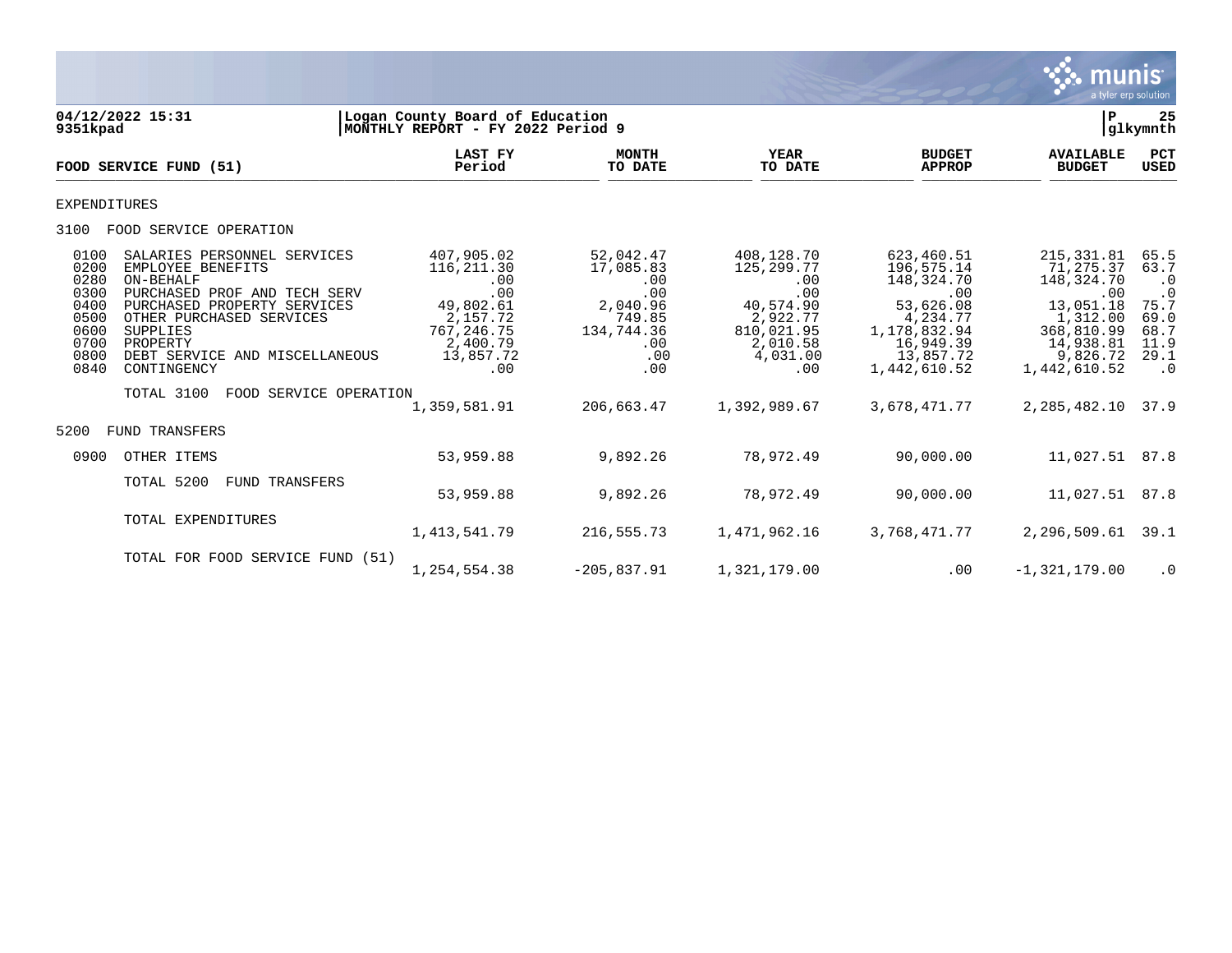**04/12/2022 15:31** | **Logan County Board of Education** | **P 25**
**9351kpad** | **MONTHLY REPORT - FY 2022 Period 9** | **glkymnth**

| FOOD SERVICE FUND (51) | LAST FY Period | MONTH TO DATE | YEAR TO DATE | BUDGET APPROP | AVAILABLE BUDGET | PCT USED |
|---|---|---|---|---|---|---|
| EXPENDITURES | | | | | | |
| 3100 FOOD SERVICE OPERATION | | | | | | |
| 0100 SALARIES PERSONNEL SERVICES | 407,905.02 | 52,042.47 | 408,128.70 | 623,460.51 | 215,331.81 | 65.5 |
| 0200 EMPLOYEE BENEFITS | 116,211.30 | 17,085.83 | 125,299.77 | 196,575.14 | 71,275.37 | 63.7 |
| 0280 ON-BEHALF | .00 | .00 | .00 | 148,324.70 | 148,324.70 | .0 |
| 0300 PURCHASED PROF AND TECH SERV | .00 | .00 | .00 | .00 | .00 | .0 |
| 0400 PURCHASED PROPERTY SERVICES | 49,802.61 | 2,040.96 | 40,574.90 | 53,626.08 | 13,051.18 | 75.7 |
| 0500 OTHER PURCHASED SERVICES | 2,157.72 | 749.85 | 2,922.77 | 4,234.77 | 1,312.00 | 69.0 |
| 0600 SUPPLIES | 767,246.75 | 134,744.36 | 810,021.95 | 1,178,832.94 | 368,810.99 | 68.7 |
| 0700 PROPERTY | 2,400.79 | .00 | 2,010.58 | 16,949.39 | 14,938.81 | 11.9 |
| 0800 DEBT SERVICE AND MISCELLANEOUS | 13,857.72 | .00 | 4,031.00 | 13,857.72 | 9,826.72 | 29.1 |
| 0840 CONTINGENCY | .00 | .00 | .00 | 1,442,610.52 | 1,442,610.52 | .0 |
| TOTAL 3100 FOOD SERVICE OPERATION | 1,359,581.91 | 206,663.47 | 1,392,989.67 | 3,678,471.77 | 2,285,482.10 | 37.9 |
| 5200 FUND TRANSFERS | | | | | | |
| 0900 OTHER ITEMS | 53,959.88 | 9,892.26 | 78,972.49 | 90,000.00 | 11,027.51 | 87.8 |
| TOTAL 5200 FUND TRANSFERS | 53,959.88 | 9,892.26 | 78,972.49 | 90,000.00 | 11,027.51 | 87.8 |
| TOTAL EXPENDITURES | 1,413,541.79 | 216,555.73 | 1,471,962.16 | 3,768,471.77 | 2,296,509.61 | 39.1 |
| TOTAL FOR FOOD SERVICE FUND (51) | 1,254,554.38 | -205,837.91 | 1,321,179.00 | .00 | -1,321,179.00 | .0 |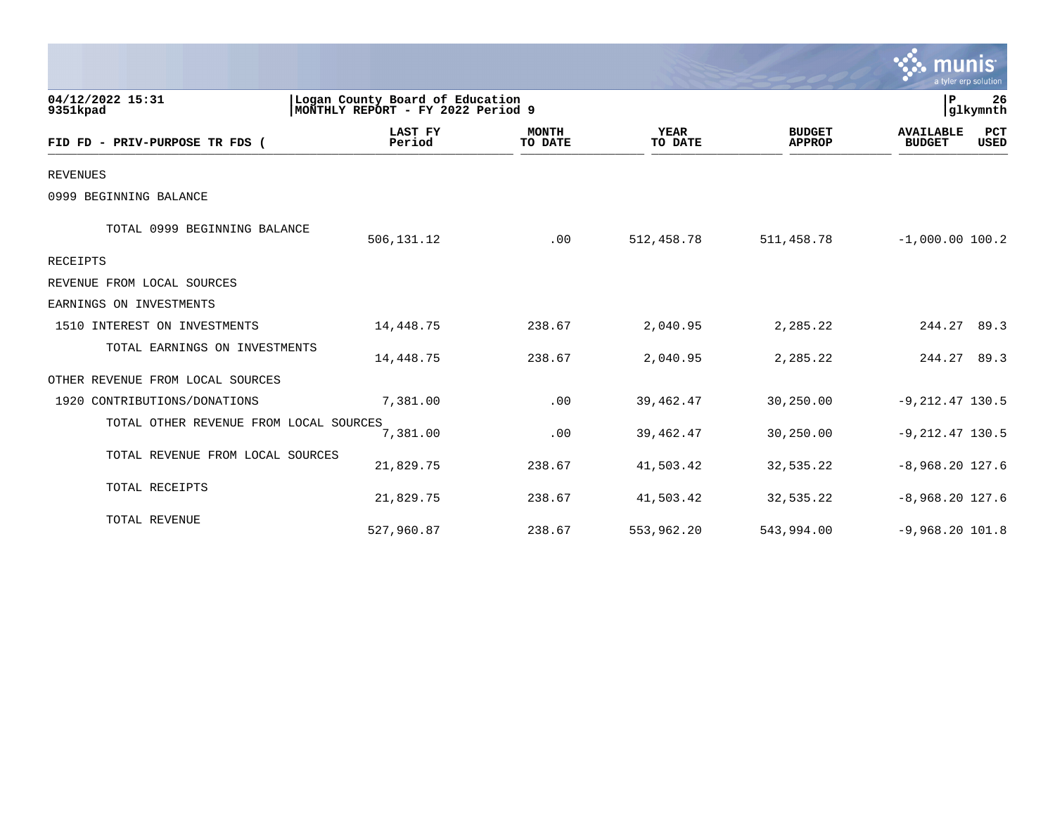04/12/2022 15:31
9351kpad

Logan County Board of Education
MONTHLY REPORT - FY 2022 Period 9

P 26
glkymnth

| FID FD - PRIV-PURPOSE TR FDS ( | LAST FY Period | MONTH TO DATE | YEAR TO DATE | BUDGET APPROP | AVAILABLE BUDGET | PCT USED |
|---|---|---|---|---|---|---|
| REVENUES | | | | | | |
| 0999 BEGINNING BALANCE | | | | | | |
| TOTAL 0999 BEGINNING BALANCE | 506,131.12 | .00 | 512,458.78 | 511,458.78 | -1,000.00 | 100.2 |
| RECEIPTS | | | | | | |
| REVENUE FROM LOCAL SOURCES | | | | | | |
| EARNINGS ON INVESTMENTS | | | | | | |
| 1510 INTEREST ON INVESTMENTS | 14,448.75 | 238.67 | 2,040.95 | 2,285.22 | 244.27 | 89.3 |
| TOTAL EARNINGS ON INVESTMENTS | 14,448.75 | 238.67 | 2,040.95 | 2,285.22 | 244.27 | 89.3 |
| OTHER REVENUE FROM LOCAL SOURCES | | | | | | |
| 1920 CONTRIBUTIONS/DONATIONS | 7,381.00 | .00 | 39,462.47 | 30,250.00 | -9,212.47 | 130.5 |
| TOTAL OTHER REVENUE FROM LOCAL SOURCES | 7,381.00 | .00 | 39,462.47 | 30,250.00 | -9,212.47 | 130.5 |
| TOTAL REVENUE FROM LOCAL SOURCES | 21,829.75 | 238.67 | 41,503.42 | 32,535.22 | -8,968.20 | 127.6 |
| TOTAL RECEIPTS | 21,829.75 | 238.67 | 41,503.42 | 32,535.22 | -8,968.20 | 127.6 |
| TOTAL REVENUE | 527,960.87 | 238.67 | 553,962.20 | 543,994.00 | -9,968.20 | 101.8 |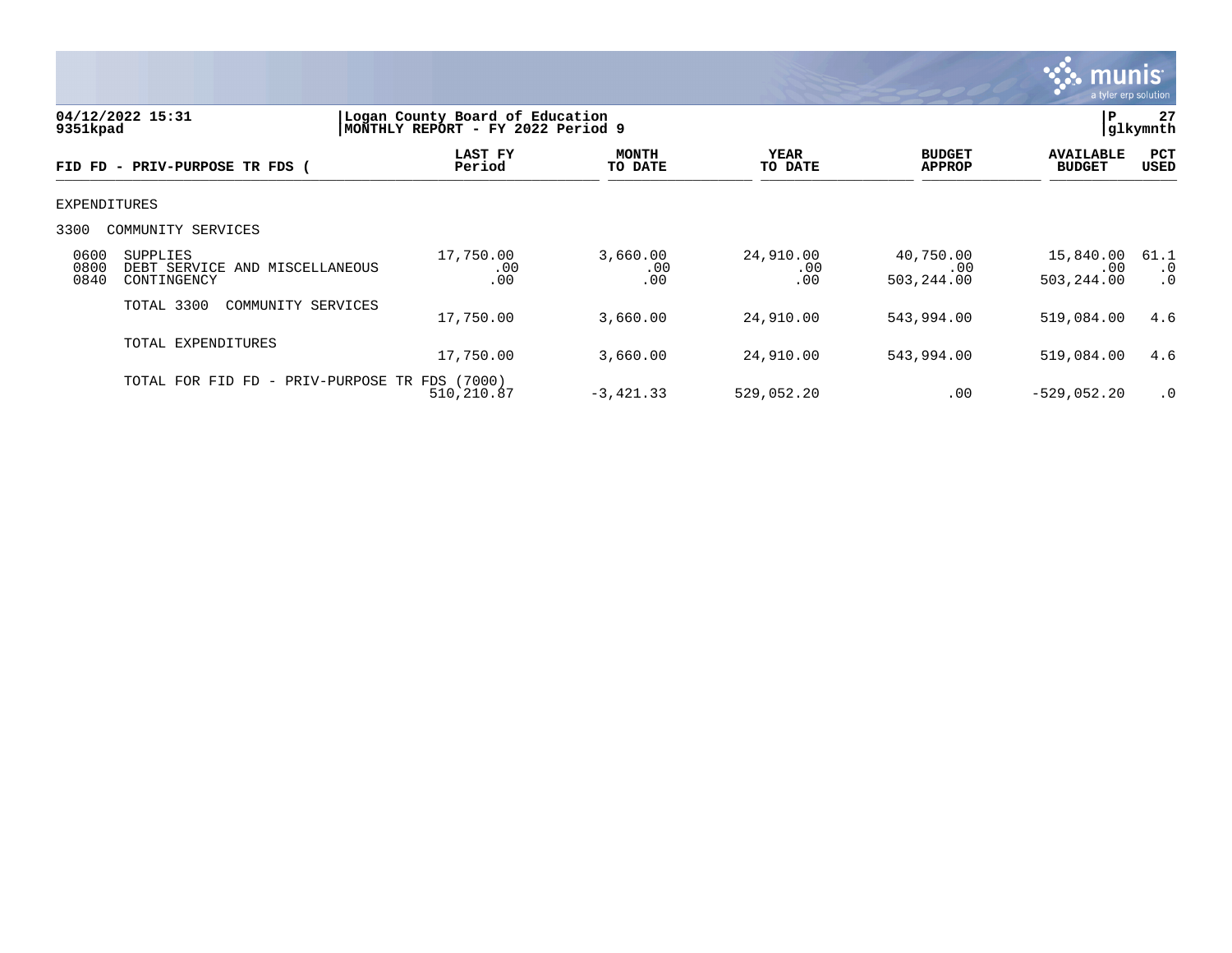**04/12/2022 15:31** | **Logan County Board of Education**
**9351kpad** | **MONTHLY REPORT - FY 2022 Period 9** | **glkymnth**

| FID FD - PRIV-PURPOSE TR FDS ( | | LAST FY Period | MONTH TO DATE | YEAR TO DATE | BUDGET APPROP | AVAILABLE BUDGET | PCT USED |
|---|---|---|---|---|---|---|---|
| **EXPENDITURES** | | | | | | | |
| 3300 | COMMUNITY SERVICES | | | | | | |
| 0600 | SUPPLIES | 17,750.00 | 3,660.00 | 24,910.00 | 40,750.00 | 15,840.00 | 61.1 |
| 0800 | DEBT SERVICE AND MISCELLANEOUS | .00 | .00 | .00 | .00 | .00 | .0 |
| 0840 | CONTINGENCY | .00 | .00 | .00 | 503,244.00 | 503,244.00 | .0 |
| | TOTAL 3300 COMMUNITY SERVICES | 17,750.00 | 3,660.00 | 24,910.00 | 543,994.00 | 519,084.00 | 4.6 |
| | TOTAL EXPENDITURES | 17,750.00 | 3,660.00 | 24,910.00 | 543,994.00 | 519,084.00 | 4.6 |
| | TOTAL FOR FID FD - PRIV-PURPOSE TR FDS (7000) | 510,210.87 | -3,421.33 | 529,052.20 | .00 | -529,052.20 | .0 |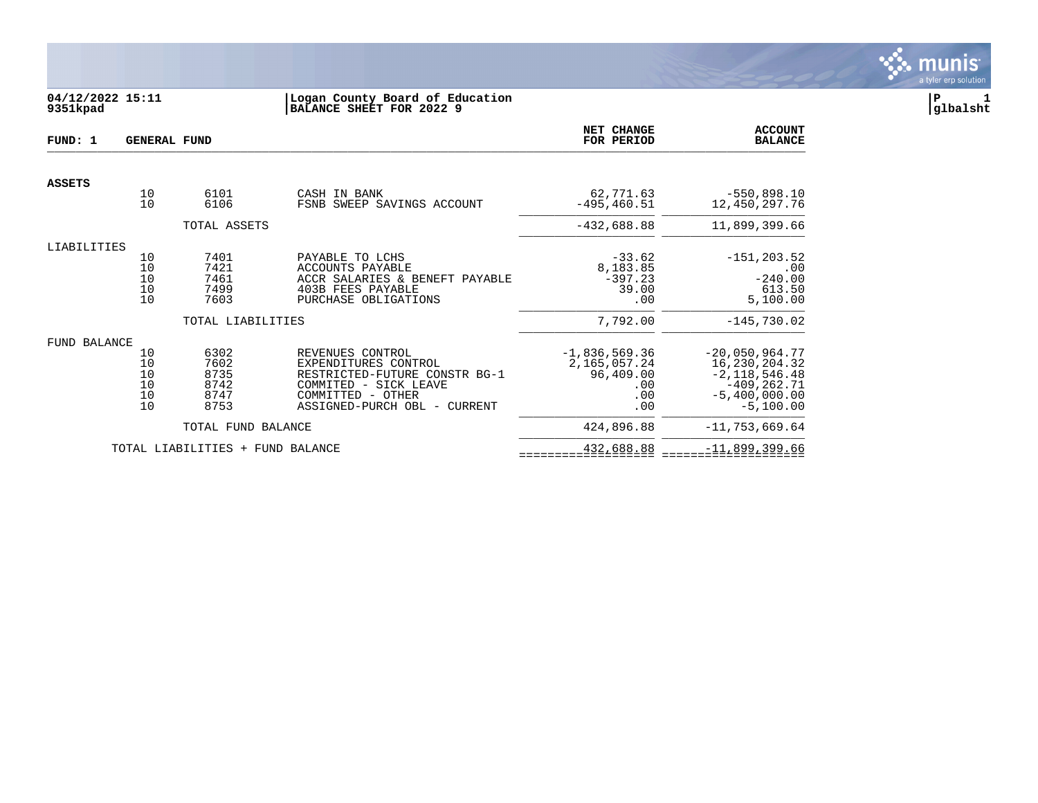04/12/2022 15:11
9351kpad

**Logan County Board of Education**
**BALANCE SHEET FOR 2022 9**

glbalsht

**FUND: 1 GENERAL FUND**

| | | | | NET CHANGE FOR PERIOD | ACCOUNT BALANCE |
|---|---|---|---|---|---|
| **ASSETS** | | | | | |
| | 10 | 6101 | CASH IN BANK | 62,771.63 | -550,898.10 |
| | 10 | 6106 | FSNB SWEEP SAVINGS ACCOUNT | -495,460.51 | 12,450,297.76 |
| | | TOTAL ASSETS | | -432,688.88 | 11,899,399.66 |
| LIABILITIES | | | | | |
| | 10 | 7401 | PAYABLE TO LCHS | -33.62 | -151,203.52 |
| | 10 | 7421 | ACCOUNTS PAYABLE | 8,183.85 | .00 |
| | 10 | 7461 | ACCR SALARIES & BENEFT PAYABLE | -397.23 | -240.00 |
| | 10 | 7499 | 403B FEES PAYABLE | 39.00 | 613.50 |
| | 10 | 7603 | PURCHASE OBLIGATIONS | .00 | 5,100.00 |
| | | TOTAL LIABILITIES | | 7,792.00 | -145,730.02 |
| FUND BALANCE | | | | | |
| | 10 | 6302 | REVENUES CONTROL | -1,836,569.36 | -20,050,964.77 |
| | 10 | 7602 | EXPENDITURES CONTROL | 2,165,057.24 | 16,230,204.32 |
| | 10 | 8735 | RESTRICTED-FUTURE CONSTR BG-1 | 96,409.00 | -2,118,546.48 |
| | 10 | 8742 | COMMITED - SICK LEAVE | .00 | -409,262.71 |
| | 10 | 8747 | COMMITTED - OTHER | .00 | -5,400,000.00 |
| | 10 | 8753 | ASSIGNED-PURCH OBL - CURRENT | .00 | -5,100.00 |
| | | TOTAL FUND BALANCE | | 424,896.88 | -11,753,669.64 |
| | | TOTAL LIABILITIES + FUND BALANCE | | 432,688.88 | -11,899,399.66 |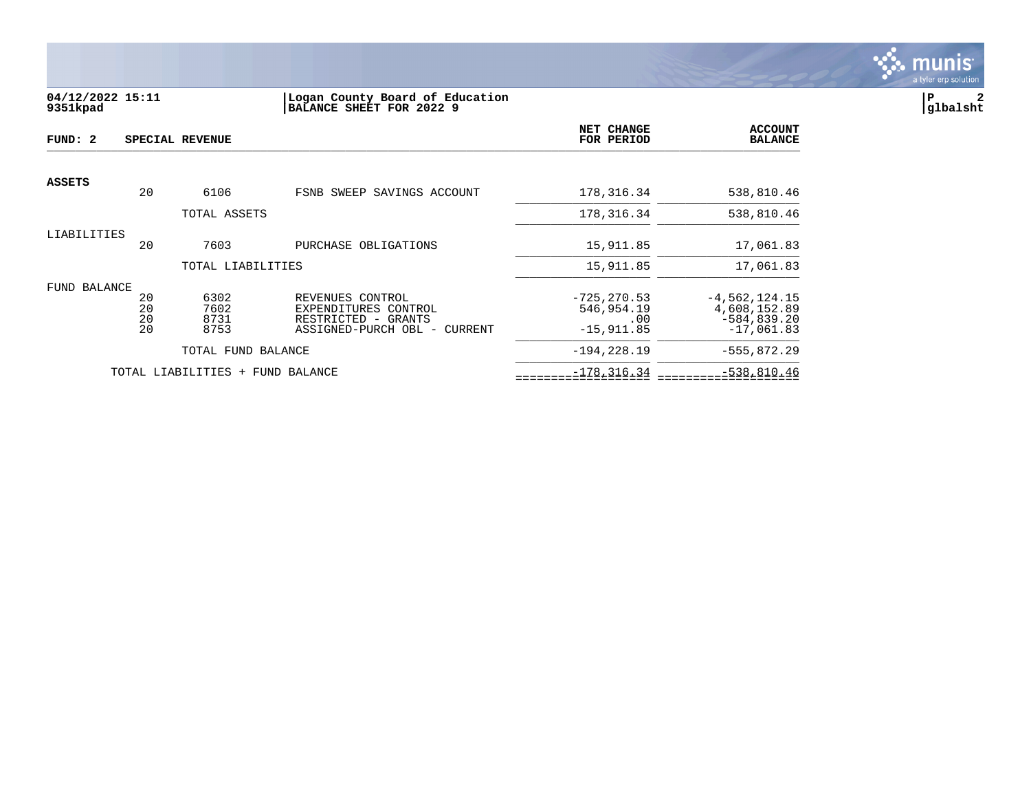**04/12/2022 15:11**
**9351kpad**

**Logan County Board of Education**
**BALANCE SHEET FOR 2022 9**

| FUND: 2 | SPECIAL REVENUE | | | NET CHANGE FOR PERIOD | ACCOUNT BALANCE |
|---|---|---|---|---|---|
| **ASSETS** | | | | | |
| | 20 | 6106 | FSNB SWEEP SAVINGS ACCOUNT | 178,316.34 | 538,810.46 |
| | | TOTAL ASSETS | | 178,316.34 | 538,810.46 |
| LIABILITIES | | | | | |
| | 20 | 7603 | PURCHASE OBLIGATIONS | 15,911.85 | 17,061.83 |
| | | TOTAL LIABILITIES | | 15,911.85 | 17,061.83 |
| FUND BALANCE | | | | | |
| | 20 | 6302 | REVENUES CONTROL | -725,270.53 | -4,562,124.15 |
| | 20 | 7602 | EXPENDITURES CONTROL | 546,954.19 | 4,608,152.89 |
| | 20 | 8731 | RESTRICTED - GRANTS | .00 | -584,839.20 |
| | 20 | 8753 | ASSIGNED-PURCH OBL - CURRENT | -15,911.85 | -17,061.83 |
| | | TOTAL FUND BALANCE | | -194,228.19 | -555,872.29 |
| | TOTAL LIABILITIES + FUND BALANCE | | | -178,316.34 | -538,810.46 |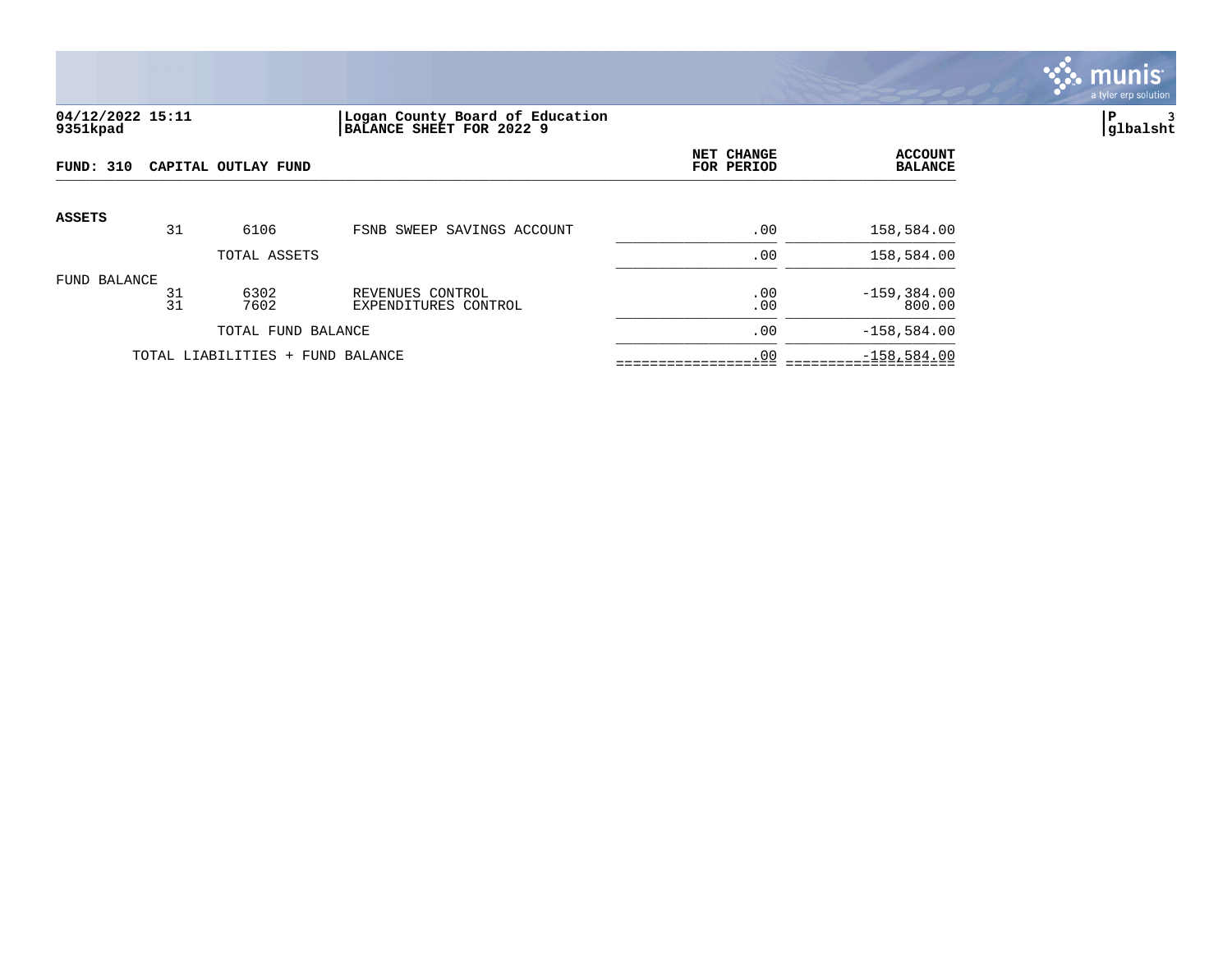04/12/2022 15:11
9351kpad

Logan County Board of Education
BALANCE SHEET FOR 2022 9

glbalsht

| FUND: 310 CAPITAL OUTLAY FUND | | | | NET CHANGE FOR PERIOD | ACCOUNT BALANCE |
|---|---|---|---|---|---|
| **ASSETS** | | | | | |
| | 31 | 6106 | FSNB SWEEP SAVINGS ACCOUNT | .00 | 158,584.00 |
| | | TOTAL ASSETS | | .00 | 158,584.00 |
| FUND BALANCE | | | | | |
| | 31 | 6302 | REVENUES CONTROL | .00 | -159,384.00 |
| | 31 | 7602 | EXPENDITURES CONTROL | .00 | 800.00 |
| | | TOTAL FUND BALANCE | | .00 | -158,584.00 |
| | TOTAL LIABILITIES + FUND BALANCE | | | .00 | -158,584.00 |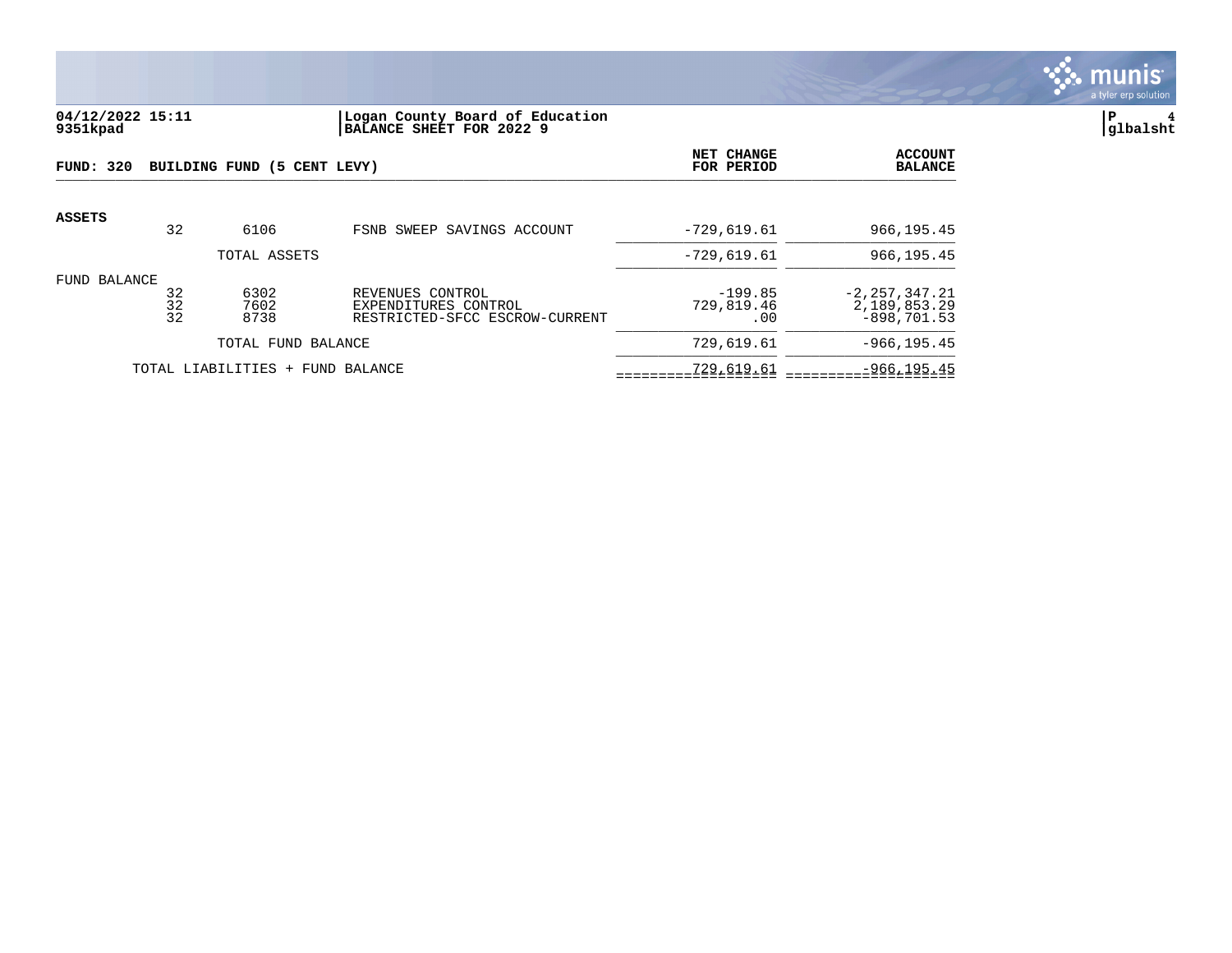04/12/2022 15:11
9351kpad

**Logan County Board of Education**
**BALANCE SHEET FOR 2022 9**

glbalsht

| FUND: 320 BUILDING FUND (5 CENT LEVY) | | | | NET CHANGE FOR PERIOD | ACCOUNT BALANCE |
|---|---|---|---|---|---|
| **ASSETS** | | | | | |
| | 32 | 6106 | FSNB SWEEP SAVINGS ACCOUNT | -729,619.61 | 966,195.45 |
| | | TOTAL ASSETS | | -729,619.61 | 966,195.45 |
| FUND BALANCE | | | | | |
| | 32 | 6302 | REVENUES CONTROL | -199.85 | -2,257,347.21 |
| | 32 | 7602 | EXPENDITURES CONTROL | 729,819.46 | 2,189,853.29 |
| | 32 | 8738 | RESTRICTED-SFCC ESCROW-CURRENT | .00 | -898,701.53 |
| | | TOTAL FUND BALANCE | | 729,619.61 | -966,195.45 |
| | TOTAL LIABILITIES + FUND BALANCE | | | 729,619.61 | -966,195.45 |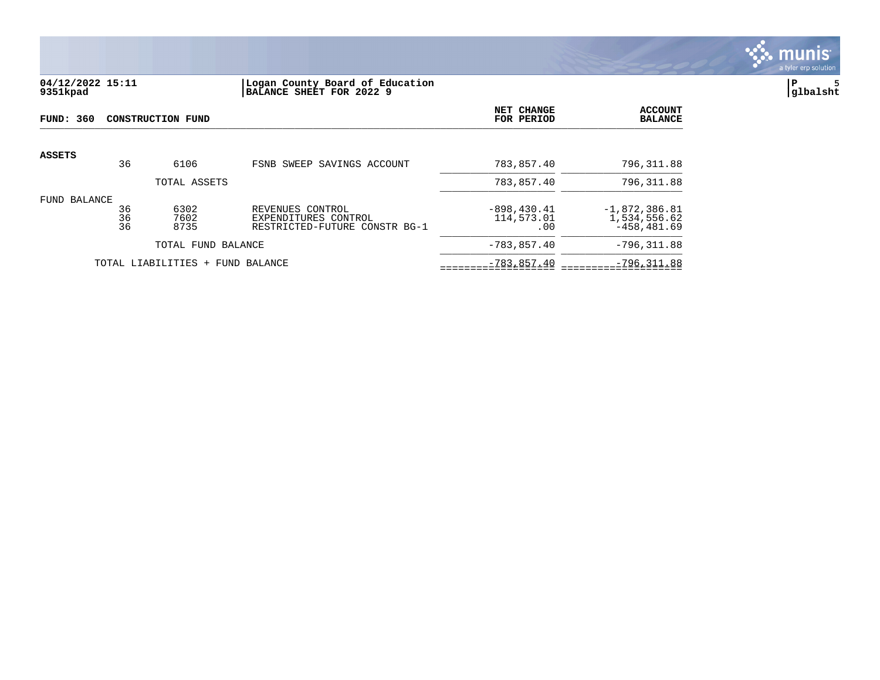04/12/2022 15:11
9351kpad

Logan County Board of Education
BALANCE SHEET FOR 2022 9

glbalsht

| FUND: 360 CONSTRUCTION FUND | | | | NET CHANGE FOR PERIOD | ACCOUNT BALANCE |
|---|---|---|---|---|---|
| **ASSETS** | | | | | |
| | 36 | 6106 | FSNB SWEEP SAVINGS ACCOUNT | 783,857.40 | 796,311.88 |
| | | TOTAL ASSETS | | 783,857.40 | 796,311.88 |
| FUND BALANCE | | | | | |
| | 36 | 6302 | REVENUES CONTROL | -898,430.41 | -1,872,386.81 |
| | 36 | 7602 | EXPENDITURES CONTROL | 114,573.01 | 1,534,556.62 |
| | 36 | 8735 | RESTRICTED-FUTURE CONSTR BG-1 | .00 | -458,481.69 |
| | | TOTAL FUND BALANCE | | -783,857.40 | -796,311.88 |
| | TOTAL LIABILITIES + FUND BALANCE | | | -783,857.40 | -796,311.88 |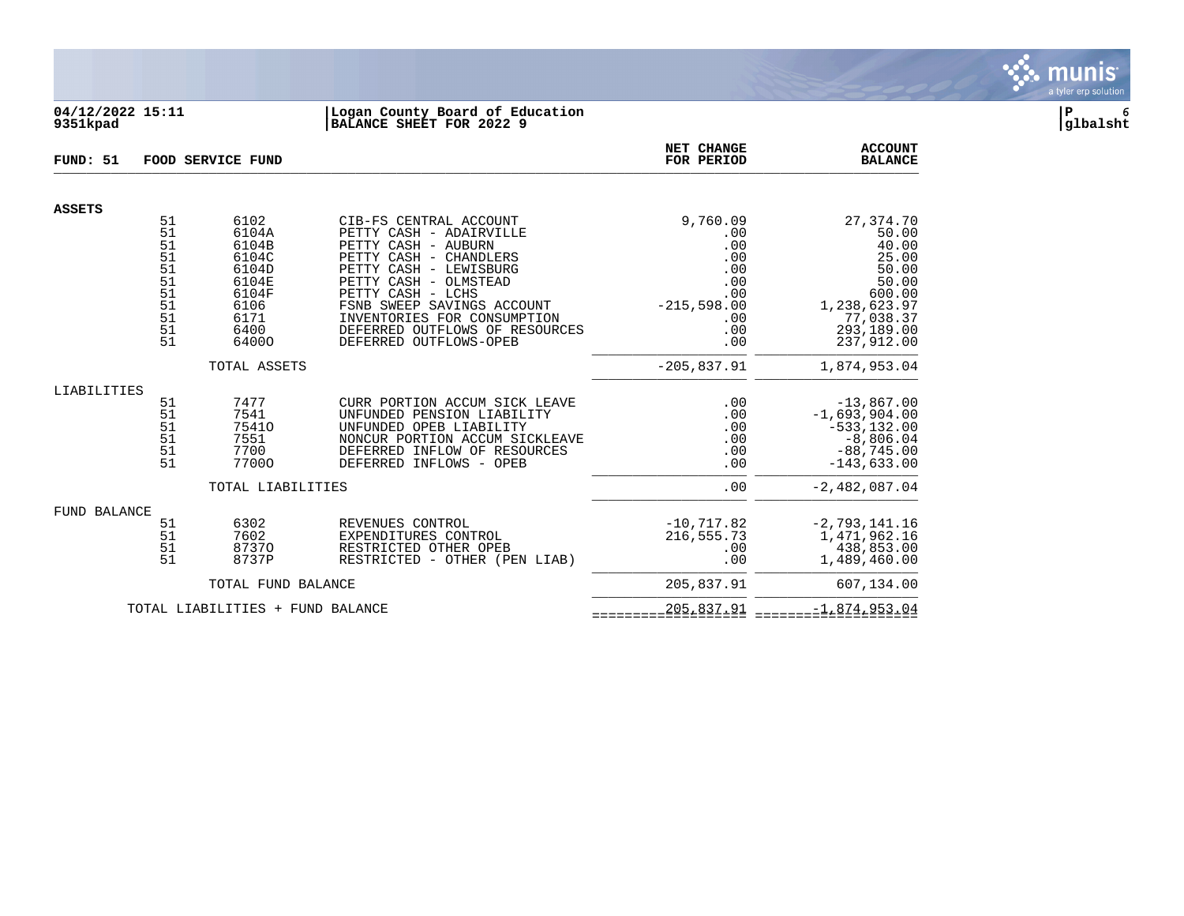04/12/2022 15:11 | Logan County Board of Education
9351kpad | BALANCE SHEET FOR 2022 9

glbalsht

**FUND: 51 FOOD SERVICE FUND**

| | Fund | Account | Description | NET CHANGE FOR PERIOD | ACCOUNT BALANCE |
|---|---|---|---|---|---|
| **ASSETS** | | | | | |
| | 51 | 6102 | CIB-FS CENTRAL ACCOUNT | 9,760.09 | 27,374.70 |
| | 51 | 6104A | PETTY CASH - ADAIRVILLE | .00 | 50.00 |
| | 51 | 6104B | PETTY CASH - AUBURN | .00 | 40.00 |
| | 51 | 6104C | PETTY CASH - CHANDLERS | .00 | 25.00 |
| | 51 | 6104D | PETTY CASH - LEWISBURG | .00 | 50.00 |
| | 51 | 6104E | PETTY CASH - OLMSTEAD | .00 | 50.00 |
| | 51 | 6104F | PETTY CASH - LCHS | .00 | 600.00 |
| | 51 | 6106 | FSNB SWEEP SAVINGS ACCOUNT | -215,598.00 | 1,238,623.97 |
| | 51 | 6171 | INVENTORIES FOR CONSUMPTION | .00 | 77,038.37 |
| | 51 | 6400 | DEFERRED OUTFLOWS OF RESOURCES | .00 | 293,189.00 |
| | 51 | 6400O | DEFERRED OUTFLOWS-OPEB | .00 | 237,912.00 |
| | | TOTAL ASSETS | | -205,837.91 | 1,874,953.04 |
| LIABILITIES | | | | | |
| | 51 | 7477 | CURR PORTION ACCUM SICK LEAVE | .00 | -13,867.00 |
| | 51 | 7541 | UNFUNDED PENSION LIABILITY | .00 | -1,693,904.00 |
| | 51 | 7541O | UNFUNDED OPEB LIABILITY | .00 | -533,132.00 |
| | 51 | 7551 | NONCUR PORTION ACCUM SICKLEAVE | .00 | -8,806.04 |
| | 51 | 7700 | DEFERRED INFLOW OF RESOURCES | .00 | -88,745.00 |
| | 51 | 7700O | DEFERRED INFLOWS - OPEB | .00 | -143,633.00 |
| | | TOTAL LIABILITIES | | .00 | -2,482,087.04 |
| FUND BALANCE | | | | | |
| | 51 | 6302 | REVENUES CONTROL | -10,717.82 | -2,793,141.16 |
| | 51 | 7602 | EXPENDITURES CONTROL | 216,555.73 | 1,471,962.16 |
| | 51 | 8737O | RESTRICTED OTHER OPEB | .00 | 438,853.00 |
| | 51 | 8737P | RESTRICTED - OTHER (PEN LIAB) | .00 | 1,489,460.00 |
| | | TOTAL FUND BALANCE | | 205,837.91 | 607,134.00 |
| | | TOTAL LIABILITIES + FUND BALANCE | | 205,837.91 | -1,874,953.04 |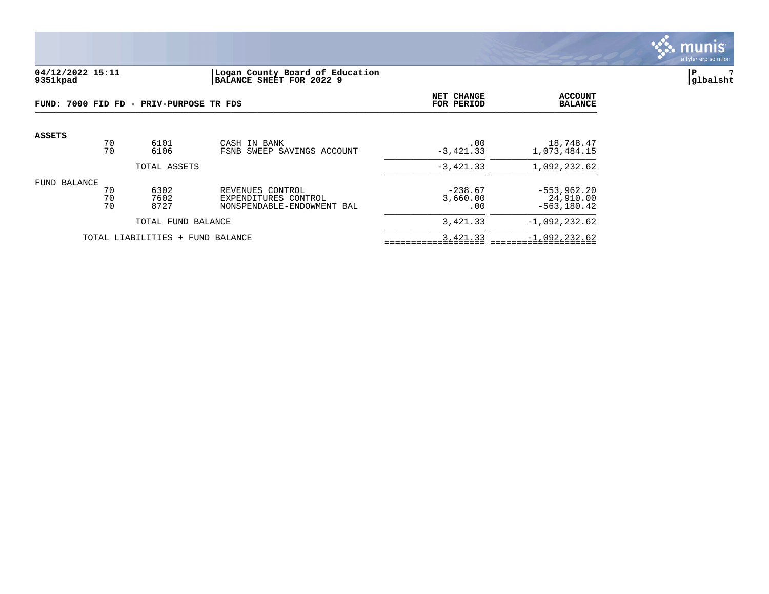04/12/2022 15:11
9351kpad

Logan County Board of Education
BALANCE SHEET FOR 2022 9

glbalsht

**FUND: 7000 FID FD - PRIV-PURPOSE TR FDS**

| | | | | NET CHANGE FOR PERIOD | ACCOUNT BALANCE |
|---|---|---|---|---|---|
| **ASSETS** | | | | | |
| | 70 | 6101 | CASH IN BANK | .00 | 18,748.47 |
| | 70 | 6106 | FSNB SWEEP SAVINGS ACCOUNT | -3,421.33 | 1,073,484.15 |
| | | TOTAL ASSETS | | -3,421.33 | 1,092,232.62 |
| FUND BALANCE | | | | | |
| | 70 | 6302 | REVENUES CONTROL | -238.67 | -553,962.20 |
| | 70 | 7602 | EXPENDITURES CONTROL | 3,660.00 | 24,910.00 |
| | 70 | 8727 | NONSPENDABLE-ENDOWMENT BAL | .00 | -563,180.42 |
| | | TOTAL FUND BALANCE | | 3,421.33 | -1,092,232.62 |
| | TOTAL LIABILITIES + FUND BALANCE | | | 3,421.33 | -1,092,232.62 |